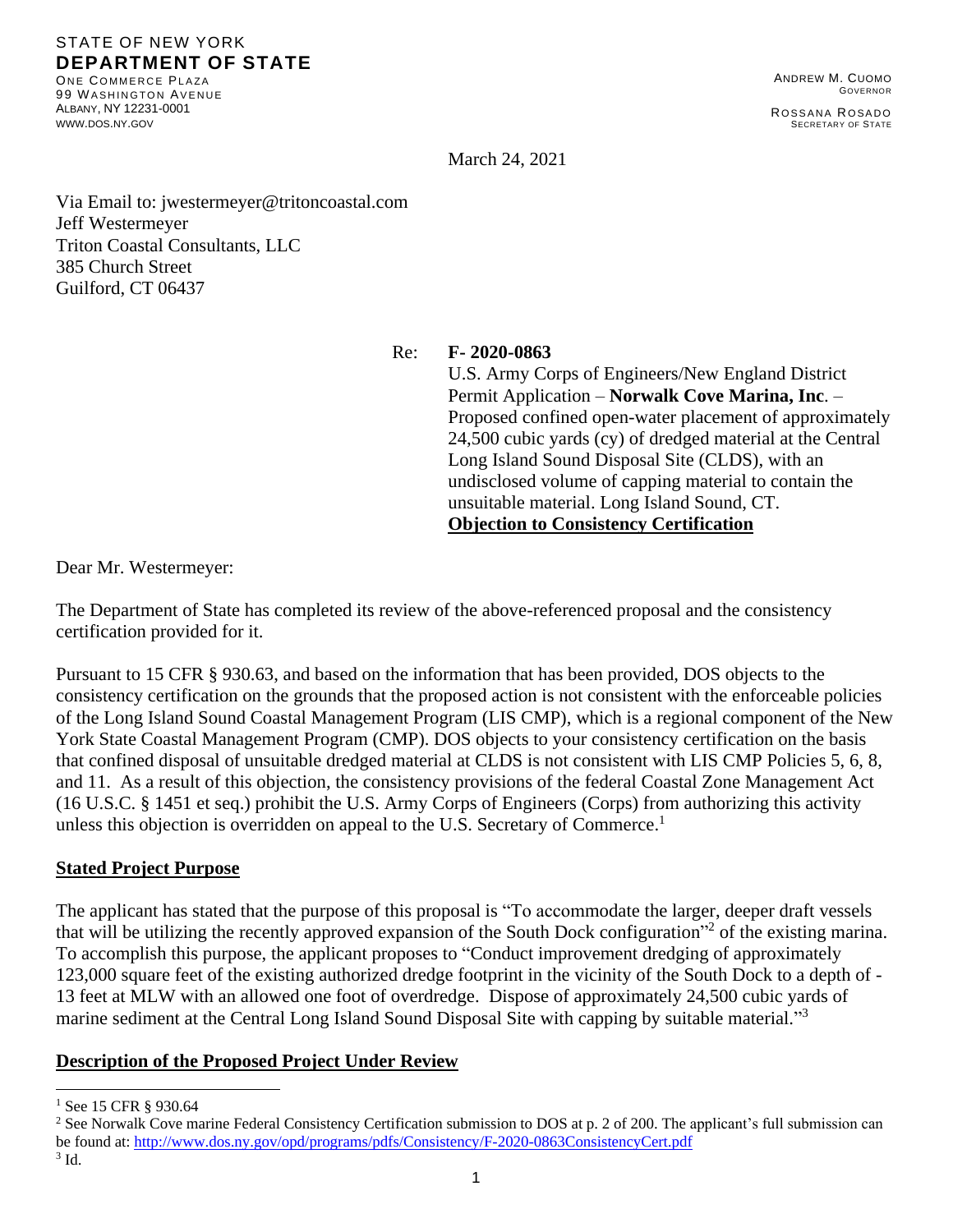STATE OF NEW YORK
**DEPARTMENT OF STATE**
ONE COMMERCE PLAZA
99 WASHINGTON AVENUE
ALBANY, NY 12231-0001
WWW.DOS.NY.GOV

ANDREW M. CUOMO
GOVERNOR

ROSSANA ROSADO
SECRETARY OF STATE

March 24, 2021

Via Email to: jwestermeyer@tritoncoastal.com
Jeff Westermeyer
Triton Coastal Consultants, LLC
385 Church Street
Guilford, CT 06437

Re: **F- 2020-0863**
U.S. Army Corps of Engineers/New England District Permit Application – **Norwalk Cove Marina, Inc**. – Proposed confined open-water placement of approximately 24,500 cubic yards (cy) of dredged material at the Central Long Island Sound Disposal Site (CLDS), with an undisclosed volume of capping material to contain the unsuitable material. Long Island Sound, CT.
**Objection to Consistency Certification**

Dear Mr. Westermeyer:

The Department of State has completed its review of the above-referenced proposal and the consistency certification provided for it.

Pursuant to 15 CFR § 930.63, and based on the information that has been provided, DOS objects to the consistency certification on the grounds that the proposed action is not consistent with the enforceable policies of the Long Island Sound Coastal Management Program (LIS CMP), which is a regional component of the New York State Coastal Management Program (CMP). DOS objects to your consistency certification on the basis that confined disposal of unsuitable dredged material at CLDS is not consistent with LIS CMP Policies 5, 6, 8, and 11. As a result of this objection, the consistency provisions of the federal Coastal Zone Management Act (16 U.S.C. § 1451 et seq.) prohibit the U.S. Army Corps of Engineers (Corps) from authorizing this activity unless this objection is overridden on appeal to the U.S. Secretary of Commerce.[1]

## Stated Project Purpose

The applicant has stated that the purpose of this proposal is "To accommodate the larger, deeper draft vessels that will be utilizing the recently approved expansion of the South Dock configuration"[2] of the existing marina. To accomplish this purpose, the applicant proposes to "Conduct improvement dredging of approximately 123,000 square feet of the existing authorized dredge footprint in the vicinity of the South Dock to a depth of -13 feet at MLW with an allowed one foot of overdredge. Dispose of approximately 24,500 cubic yards of marine sediment at the Central Long Island Sound Disposal Site with capping by suitable material."[3]

## Description of the Proposed Project Under Review

[1] See 15 CFR § 930.64

[2] See Norwalk Cove marine Federal Consistency Certification submission to DOS at p. 2 of 200. The applicant's full submission can be found at: http://www.dos.ny.gov/opd/programs/pdfs/Consistency/F-2020-0863ConsistencyCert.pdf

[3] Id.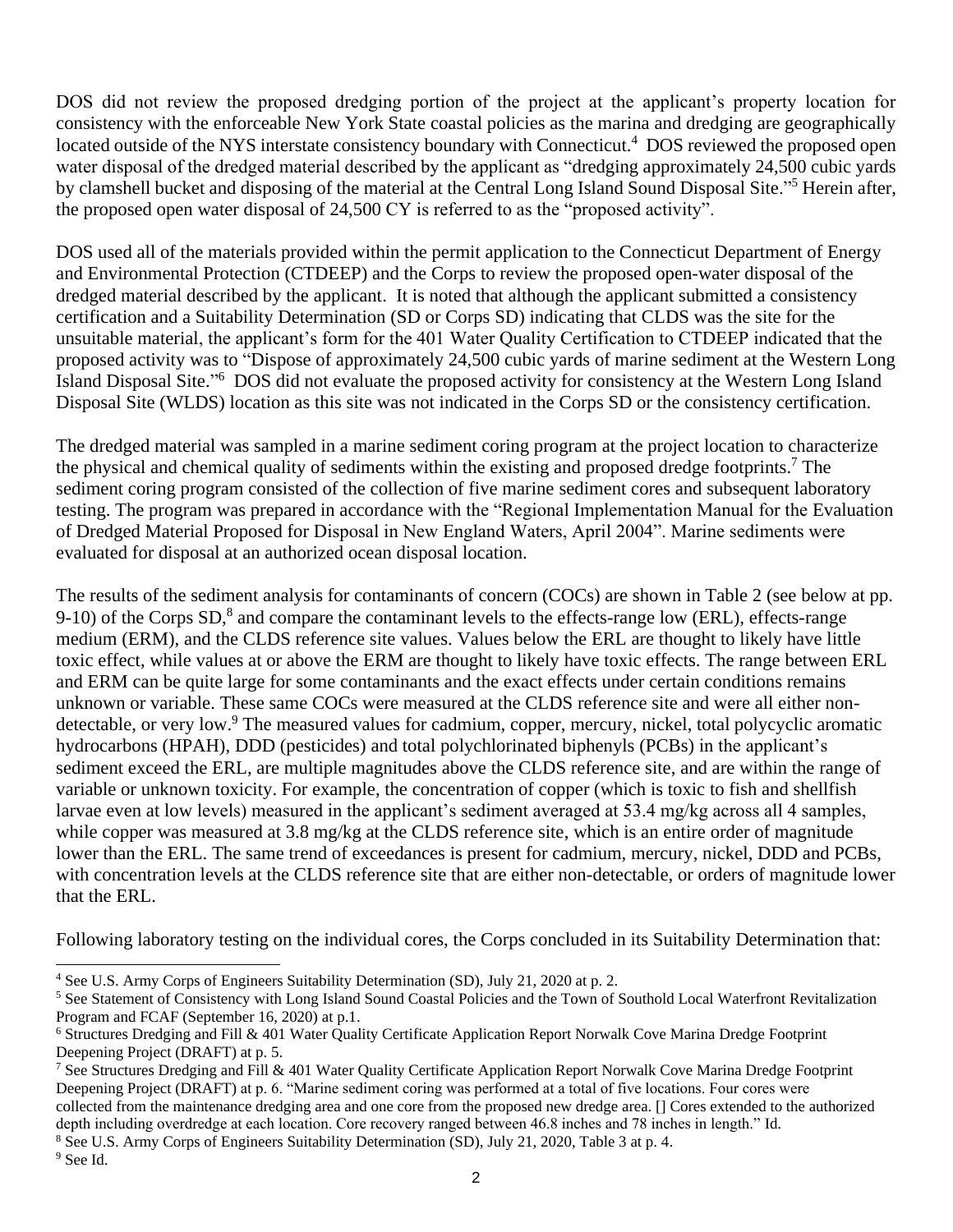DOS did not review the proposed dredging portion of the project at the applicant's property location for consistency with the enforceable New York State coastal policies as the marina and dredging are geographically located outside of the NYS interstate consistency boundary with Connecticut.[4] DOS reviewed the proposed open water disposal of the dredged material described by the applicant as "dredging approximately 24,500 cubic yards by clamshell bucket and disposing of the material at the Central Long Island Sound Disposal Site."[5] Herein after, the proposed open water disposal of 24,500 CY is referred to as the "proposed activity".

DOS used all of the materials provided within the permit application to the Connecticut Department of Energy and Environmental Protection (CTDEEP) and the Corps to review the proposed open-water disposal of the dredged material described by the applicant. It is noted that although the applicant submitted a consistency certification and a Suitability Determination (SD or Corps SD) indicating that CLDS was the site for the unsuitable material, the applicant's form for the 401 Water Quality Certification to CTDEEP indicated that the proposed activity was to "Dispose of approximately 24,500 cubic yards of marine sediment at the Western Long Island Disposal Site."[6] DOS did not evaluate the proposed activity for consistency at the Western Long Island Disposal Site (WLDS) location as this site was not indicated in the Corps SD or the consistency certification.

The dredged material was sampled in a marine sediment coring program at the project location to characterize the physical and chemical quality of sediments within the existing and proposed dredge footprints.[7] The sediment coring program consisted of the collection of five marine sediment cores and subsequent laboratory testing. The program was prepared in accordance with the "Regional Implementation Manual for the Evaluation of Dredged Material Proposed for Disposal in New England Waters, April 2004". Marine sediments were evaluated for disposal at an authorized ocean disposal location.

The results of the sediment analysis for contaminants of concern (COCs) are shown in Table 2 (see below at pp. 9-10) of the Corps SD,[8] and compare the contaminant levels to the effects-range low (ERL), effects-range medium (ERM), and the CLDS reference site values. Values below the ERL are thought to likely have little toxic effect, while values at or above the ERM are thought to likely have toxic effects. The range between ERL and ERM can be quite large for some contaminants and the exact effects under certain conditions remains unknown or variable. These same COCs were measured at the CLDS reference site and were all either non-detectable, or very low.[9] The measured values for cadmium, copper, mercury, nickel, total polycyclic aromatic hydrocarbons (HPAH), DDD (pesticides) and total polychlorinated biphenyls (PCBs) in the applicant's sediment exceed the ERL, are multiple magnitudes above the CLDS reference site, and are within the range of variable or unknown toxicity. For example, the concentration of copper (which is toxic to fish and shellfish larvae even at low levels) measured in the applicant's sediment averaged at 53.4 mg/kg across all 4 samples, while copper was measured at 3.8 mg/kg at the CLDS reference site, which is an entire order of magnitude lower than the ERL. The same trend of exceedances is present for cadmium, mercury, nickel, DDD and PCBs, with concentration levels at the CLDS reference site that are either non-detectable, or orders of magnitude lower that the ERL.

Following laboratory testing on the individual cores, the Corps concluded in its Suitability Determination that:

---

[4] See U.S. Army Corps of Engineers Suitability Determination (SD), July 21, 2020 at p. 2.

[5] See Statement of Consistency with Long Island Sound Coastal Policies and the Town of Southold Local Waterfront Revitalization Program and FCAF (September 16, 2020) at p.1.

[6] Structures Dredging and Fill & 401 Water Quality Certificate Application Report Norwalk Cove Marina Dredge Footprint Deepening Project (DRAFT) at p. 5.

[7] See Structures Dredging and Fill & 401 Water Quality Certificate Application Report Norwalk Cove Marina Dredge Footprint Deepening Project (DRAFT) at p. 6. "Marine sediment coring was performed at a total of five locations. Four cores were collected from the maintenance dredging area and one core from the proposed new dredge area. [] Cores extended to the authorized depth including overdredge at each location. Core recovery ranged between 46.8 inches and 78 inches in length." Id.

[8] See U.S. Army Corps of Engineers Suitability Determination (SD), July 21, 2020, Table 3 at p. 4.

[9] See Id.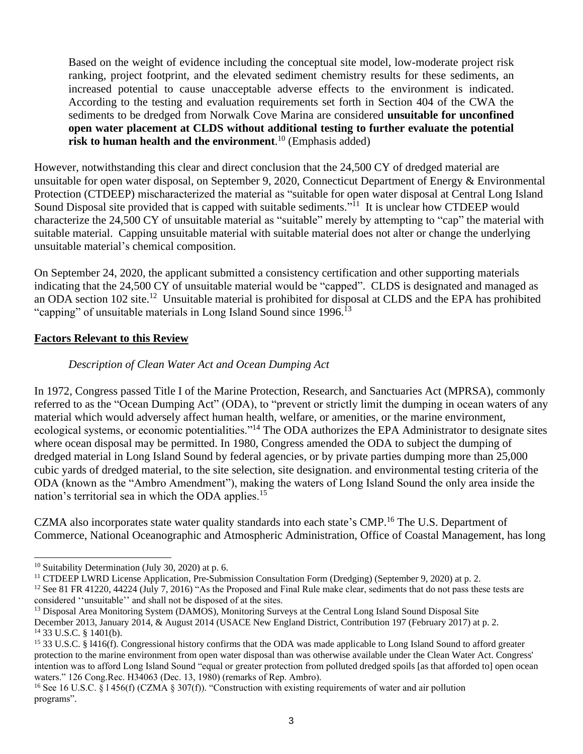> Based on the weight of evidence including the conceptual site model, low-moderate project risk ranking, project footprint, and the elevated sediment chemistry results for these sediments, an increased potential to cause unacceptable adverse effects to the environment is indicated. According to the testing and evaluation requirements set forth in Section 404 of the CWA the sediments to be dredged from Norwalk Cove Marina are considered **unsuitable for unconfined open water placement at CLDS without additional testing to further evaluate the potential risk to human health and the environment**.[10] (Emphasis added)

However, notwithstanding this clear and direct conclusion that the 24,500 CY of dredged material are unsuitable for open water disposal, on September 9, 2020, Connecticut Department of Energy & Environmental Protection (CTDEEP) mischaracterized the material as "suitable for open water disposal at Central Long Island Sound Disposal site provided that is capped with suitable sediments."[11] It is unclear how CTDEEP would characterize the 24,500 CY of unsuitable material as "suitable" merely by attempting to "cap" the material with suitable material. Capping unsuitable material with suitable material does not alter or change the underlying unsuitable material's chemical composition.

On September 24, 2020, the applicant submitted a consistency certification and other supporting materials indicating that the 24,500 CY of unsuitable material would be "capped". CLDS is designated and managed as an ODA section 102 site.[12] Unsuitable material is prohibited for disposal at CLDS and the EPA has prohibited "capping" of unsuitable materials in Long Island Sound since 1996.[13]

## Factors Relevant to this Review

*Description of Clean Water Act and Ocean Dumping Act*

In 1972, Congress passed Title I of the Marine Protection, Research, and Sanctuaries Act (MPRSA), commonly referred to as the "Ocean Dumping Act" (ODA), to "prevent or strictly limit the dumping in ocean waters of any material which would adversely affect human health, welfare, or amenities, or the marine environment, ecological systems, or economic potentialities."[14] The ODA authorizes the EPA Administrator to designate sites where ocean disposal may be permitted. In 1980, Congress amended the ODA to subject the dumping of dredged material in Long Island Sound by federal agencies, or by private parties dumping more than 25,000 cubic yards of dredged material, to the site selection, site designation. and environmental testing criteria of the ODA (known as the "Ambro Amendment"), making the waters of Long Island Sound the only area inside the nation's territorial sea in which the ODA applies.[15]

CZMA also incorporates state water quality standards into each state's CMP.[16] The U.S. Department of Commerce, National Oceanographic and Atmospheric Administration, Office of Coastal Management, has long

---

[10] Suitability Determination (July 30, 2020) at p. 6.

[11] CTDEEP LWRD License Application, Pre-Submission Consultation Form (Dredging) (September 9, 2020) at p. 2.

[12] See 81 FR 41220, 44224 (July 7, 2016) "As the Proposed and Final Rule make clear, sediments that do not pass these tests are considered ''unsuitable'' and shall not be disposed of at the sites.

[13] Disposal Area Monitoring System (DAMOS), Monitoring Surveys at the Central Long Island Sound Disposal Site December 2013, January 2014, & August 2014 (USACE New England District, Contribution 197 (February 2017) at p. 2.

[14] 33 U.S.C. § 1401(b).

[15] 33 U.S.C. § l416(f). Congressional history confirms that the ODA was made applicable to Long Island Sound to afford greater protection to the marine environment from open water disposal than was otherwise available under the Clean Water Act. Congress' intention was to afford Long Island Sound "equal or greater protection from polluted dredged spoils [as that afforded to] open ocean waters." 126 Cong.Rec. H34063 (Dec. 13, 1980) (remarks of Rep. Ambro).

[16] See 16 U.S.C. § l 456(f) (CZMA § 307(f)). "Construction with existing requirements of water and air pollution programs".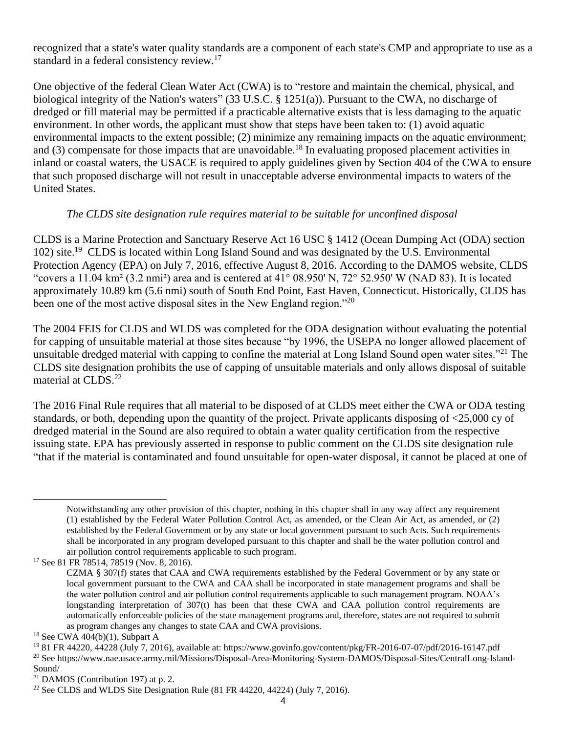recognized that a state's water quality standards are a component of each state's CMP and appropriate to use as a standard in a federal consistency review.[17]

One objective of the federal Clean Water Act (CWA) is to "restore and maintain the chemical, physical, and biological integrity of the Nation's waters" (33 U.S.C. § 1251(a)). Pursuant to the CWA, no discharge of dredged or fill material may be permitted if a practicable alternative exists that is less damaging to the aquatic environment. In other words, the applicant must show that steps have been taken to: (1) avoid aquatic environmental impacts to the extent possible; (2) minimize any remaining impacts on the aquatic environment; and (3) compensate for those impacts that are unavoidable.[18] In evaluating proposed placement activities in inland or coastal waters, the USACE is required to apply guidelines given by Section 404 of the CWA to ensure that such proposed discharge will not result in unacceptable adverse environmental impacts to waters of the United States.

*The CLDS site designation rule requires material to be suitable for unconfined disposal*

CLDS is a Marine Protection and Sanctuary Reserve Act 16 USC § 1412 (Ocean Dumping Act (ODA) section 102) site.[19] CLDS is located within Long Island Sound and was designated by the U.S. Environmental Protection Agency (EPA) on July 7, 2016, effective August 8, 2016. According to the DAMOS website, CLDS "covers a 11.04 km² (3.2 nmi²) area and is centered at 41° 08.950' N, 72° 52.950' W (NAD 83). It is located approximately 10.89 km (5.6 nmi) south of South End Point, East Haven, Connecticut. Historically, CLDS has been one of the most active disposal sites in the New England region."[20]

The 2004 FEIS for CLDS and WLDS was completed for the ODA designation without evaluating the potential for capping of unsuitable material at those sites because "by 1996, the USEPA no longer allowed placement of unsuitable dredged material with capping to confine the material at Long Island Sound open water sites."[21] The CLDS site designation prohibits the use of capping of unsuitable materials and only allows disposal of suitable material at CLDS.[22]

The 2016 Final Rule requires that all material to be disposed of at CLDS meet either the CWA or ODA testing standards, or both, depending upon the quantity of the project. Private applicants disposing of <25,000 cy of dredged material in the Sound are also required to obtain a water quality certification from the respective issuing state. EPA has previously asserted in response to public comment on the CLDS site designation rule "that if the material is contaminated and found unsuitable for open-water disposal, it cannot be placed at one of

---

> Notwithstanding any other provision of this chapter, nothing in this chapter shall in any way affect any requirement (1) established by the Federal Water Pollution Control Act, as amended, or the Clean Air Act, as amended, or (2) established by the Federal Government or by any state or local government pursuant to such Acts. Such requirements shall be incorporated in any program developed pursuant to this chapter and shall be the water pollution control and air pollution control requirements applicable to such program.

[17] See 81 FR 78514, 78519 (Nov. 8, 2016).

> CZMA § 307(f) states that CAA and CWA requirements established by the Federal Government or by any state or local government pursuant to the CWA and CAA shall be incorporated in state management programs and shall be the water pollution control and air pollution control requirements applicable to such management program. NOAA's longstanding interpretation of 307(t) has been that these CWA and CAA pollution control requirements are automatically enforceable policies of the state management programs and, therefore, states are not required to submit as program changes any changes to state CAA and CWA provisions.

[18] See CWA 404(b)(1), Subpart A

[19] 81 FR 44220, 44228 (July 7, 2016), available at: https://www.govinfo.gov/content/pkg/FR-2016-07-07/pdf/2016-16147.pdf

[20] See https://www.nae.usace.army.mil/Missions/Disposal-Area-Monitoring-System-DAMOS/Disposal-Sites/CentralLong-Island-Sound/

[21] DAMOS (Contribution 197) at p. 2.

[22] See CLDS and WLDS Site Designation Rule (81 FR 44220, 44224) (July 7, 2016).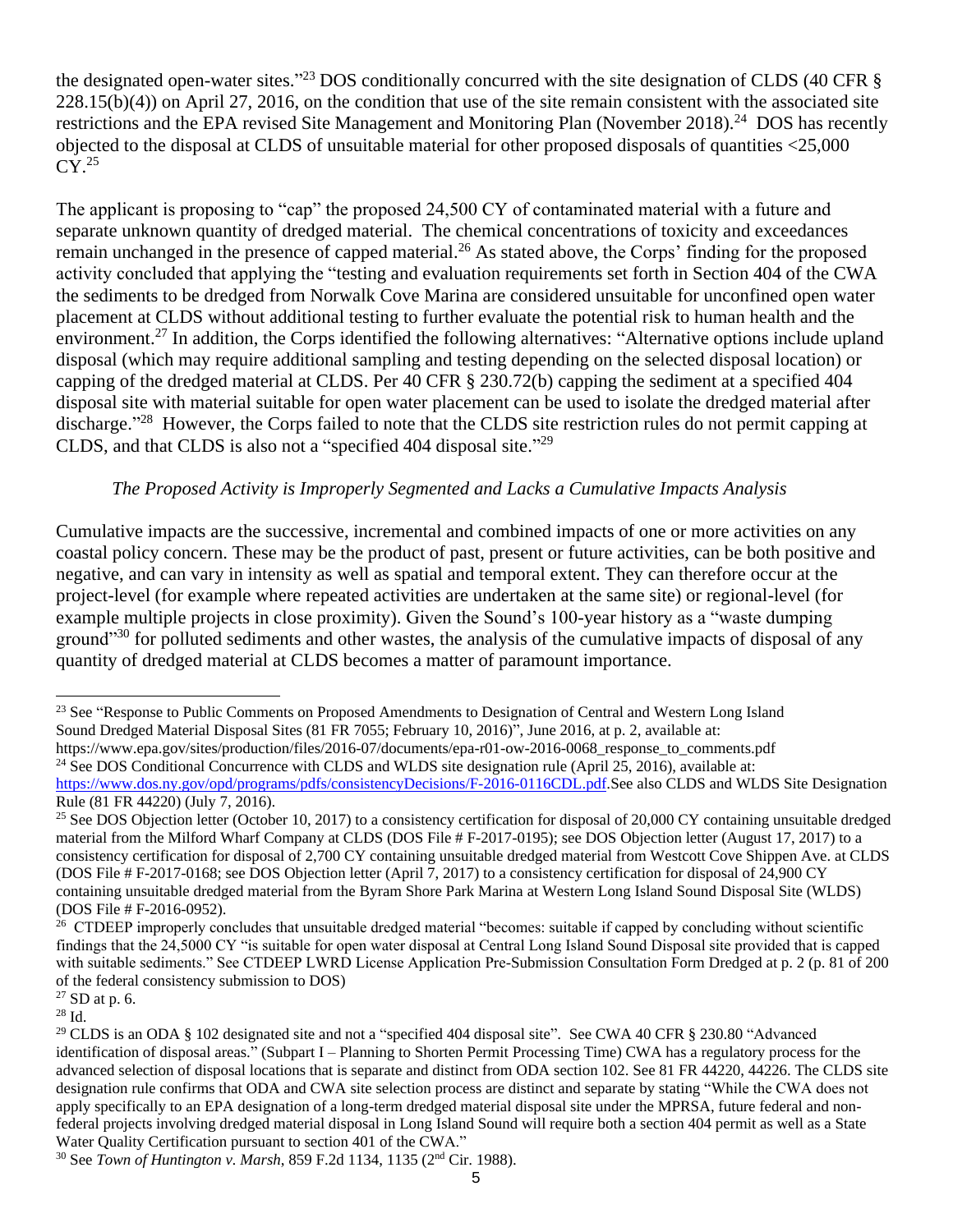the designated open-water sites."[23] DOS conditionally concurred with the site designation of CLDS (40 CFR § 228.15(b)(4)) on April 27, 2016, on the condition that use of the site remain consistent with the associated site restrictions and the EPA revised Site Management and Monitoring Plan (November 2018).[24] DOS has recently objected to the disposal at CLDS of unsuitable material for other proposed disposals of quantities <25,000 CY.[25]

The applicant is proposing to "cap" the proposed 24,500 CY of contaminated material with a future and separate unknown quantity of dredged material. The chemical concentrations of toxicity and exceedances remain unchanged in the presence of capped material.[26] As stated above, the Corps' finding for the proposed activity concluded that applying the "testing and evaluation requirements set forth in Section 404 of the CWA the sediments to be dredged from Norwalk Cove Marina are considered unsuitable for unconfined open water placement at CLDS without additional testing to further evaluate the potential risk to human health and the environment.[27] In addition, the Corps identified the following alternatives: "Alternative options include upland disposal (which may require additional sampling and testing depending on the selected disposal location) or capping of the dredged material at CLDS. Per 40 CFR § 230.72(b) capping the sediment at a specified 404 disposal site with material suitable for open water placement can be used to isolate the dredged material after discharge."[28] However, the Corps failed to note that the CLDS site restriction rules do not permit capping at CLDS, and that CLDS is also not a "specified 404 disposal site."[29]

*The Proposed Activity is Improperly Segmented and Lacks a Cumulative Impacts Analysis*

Cumulative impacts are the successive, incremental and combined impacts of one or more activities on any coastal policy concern. These may be the product of past, present or future activities, can be both positive and negative, and can vary in intensity as well as spatial and temporal extent. They can therefore occur at the project-level (for example where repeated activities are undertaken at the same site) or regional-level (for example multiple projects in close proximity). Given the Sound's 100-year history as a "waste dumping ground"[30] for polluted sediments and other wastes, the analysis of the cumulative impacts of disposal of any quantity of dredged material at CLDS becomes a matter of paramount importance.

---

[23] See "Response to Public Comments on Proposed Amendments to Designation of Central and Western Long Island Sound Dredged Material Disposal Sites (81 FR 7055; February 10, 2016)", June 2016, at p. 2, available at: https://www.epa.gov/sites/production/files/2016-07/documents/epa-r01-ow-2016-0068_response_to_comments.pdf

[24] See DOS Conditional Concurrence with CLDS and WLDS site designation rule (April 25, 2016), available at: https://www.dos.ny.gov/opd/programs/pdfs/consistencyDecisions/F-2016-0116CDL.pdf.See also CLDS and WLDS Site Designation Rule (81 FR 44220) (July 7, 2016).

[25] See DOS Objection letter (October 10, 2017) to a consistency certification for disposal of 20,000 CY containing unsuitable dredged material from the Milford Wharf Company at CLDS (DOS File # F-2017-0195); see DOS Objection letter (August 17, 2017) to a consistency certification for disposal of 2,700 CY containing unsuitable dredged material from Westcott Cove Shippen Ave. at CLDS (DOS File # F-2017-0168; see DOS Objection letter (April 7, 2017) to a consistency certification for disposal of 24,900 CY containing unsuitable dredged material from the Byram Shore Park Marina at Western Long Island Sound Disposal Site (WLDS) (DOS File # F-2016-0952).

[26] CTDEEP improperly concludes that unsuitable dredged material "becomes: suitable if capped by concluding without scientific findings that the 24,5000 CY "is suitable for open water disposal at Central Long Island Sound Disposal site provided that is capped with suitable sediments." See CTDEEP LWRD License Application Pre-Submission Consultation Form Dredged at p. 2 (p. 81 of 200 of the federal consistency submission to DOS)

[27] SD at p. 6.

[28] Id.

[29] CLDS is an ODA § 102 designated site and not a "specified 404 disposal site". See CWA 40 CFR § 230.80 "Advanced identification of disposal areas." (Subpart I – Planning to Shorten Permit Processing Time) CWA has a regulatory process for the advanced selection of disposal locations that is separate and distinct from ODA section 102. See 81 FR 44220, 44226. The CLDS site designation rule confirms that ODA and CWA site selection process are distinct and separate by stating "While the CWA does not apply specifically to an EPA designation of a long-term dredged material disposal site under the MPRSA, future federal and non-federal projects involving dredged material disposal in Long Island Sound will require both a section 404 permit as well as a State Water Quality Certification pursuant to section 401 of the CWA."

[30] See *Town of Huntington v. Marsh*, 859 F.2d 1134, 1135 (2nd Cir. 1988).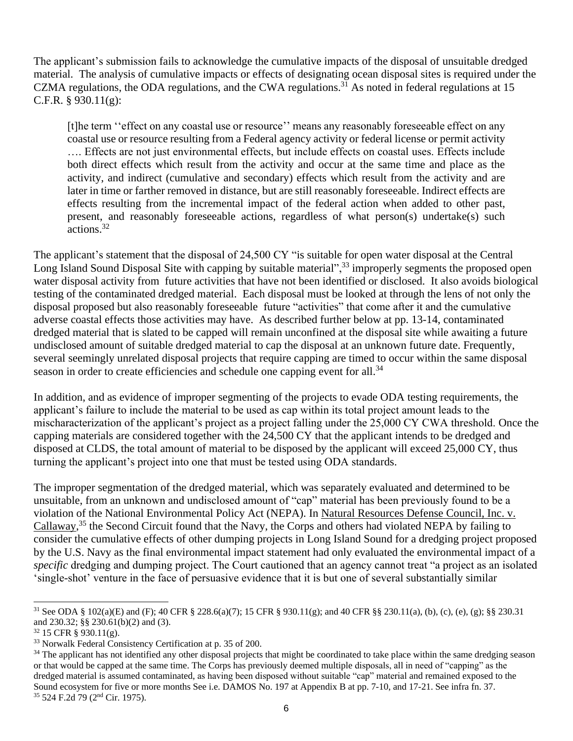The applicant's submission fails to acknowledge the cumulative impacts of the disposal of unsuitable dredged material. The analysis of cumulative impacts or effects of designating ocean disposal sites is required under the CZMA regulations, the ODA regulations, and the CWA regulations.[31] As noted in federal regulations at 15 C.F.R. § 930.11(g):

> [t]he term ''effect on any coastal use or resource'' means any reasonably foreseeable effect on any coastal use or resource resulting from a Federal agency activity or federal license or permit activity …. Effects are not just environmental effects, but include effects on coastal uses. Effects include both direct effects which result from the activity and occur at the same time and place as the activity, and indirect (cumulative and secondary) effects which result from the activity and are later in time or farther removed in distance, but are still reasonably foreseeable. Indirect effects are effects resulting from the incremental impact of the federal action when added to other past, present, and reasonably foreseeable actions, regardless of what person(s) undertake(s) such actions.[32]

The applicant's statement that the disposal of 24,500 CY "is suitable for open water disposal at the Central Long Island Sound Disposal Site with capping by suitable material",[33] improperly segments the proposed open water disposal activity from future activities that have not been identified or disclosed. It also avoids biological testing of the contaminated dredged material. Each disposal must be looked at through the lens of not only the disposal proposed but also reasonably foreseeable future "activities" that come after it and the cumulative adverse coastal effects those activities may have. As described further below at pp. 13-14, contaminated dredged material that is slated to be capped will remain unconfined at the disposal site while awaiting a future undisclosed amount of suitable dredged material to cap the disposal at an unknown future date. Frequently, several seemingly unrelated disposal projects that require capping are timed to occur within the same disposal season in order to create efficiencies and schedule one capping event for all.[34]

In addition, and as evidence of improper segmenting of the projects to evade ODA testing requirements, the applicant's failure to include the material to be used as cap within its total project amount leads to the mischaracterization of the applicant's project as a project falling under the 25,000 CY CWA threshold. Once the capping materials are considered together with the 24,500 CY that the applicant intends to be dredged and disposed at CLDS, the total amount of material to be disposed by the applicant will exceed 25,000 CY, thus turning the applicant's project into one that must be tested using ODA standards.

The improper segmentation of the dredged material, which was separately evaluated and determined to be unsuitable, from an unknown and undisclosed amount of "cap" material has been previously found to be a violation of the National Environmental Policy Act (NEPA). In Natural Resources Defense Council, Inc. v. Callaway,[35] the Second Circuit found that the Navy, the Corps and others had violated NEPA by failing to consider the cumulative effects of other dumping projects in Long Island Sound for a dredging project proposed by the U.S. Navy as the final environmental impact statement had only evaluated the environmental impact of a *specific* dredging and dumping project. The Court cautioned that an agency cannot treat "a project as an isolated 'single-shot' venture in the face of persuasive evidence that it is but one of several substantially similar

---

[31] See ODA § 102(a)(E) and (F); 40 CFR § 228.6(a)(7); 15 CFR § 930.11(g); and 40 CFR §§ 230.11(a), (b), (c), (e), (g); §§ 230.31 and 230.32; §§ 230.61(b)(2) and (3).

[32] 15 CFR § 930.11(g).

[33] Norwalk Federal Consistency Certification at p. 35 of 200.

[34] The applicant has not identified any other disposal projects that might be coordinated to take place within the same dredging season or that would be capped at the same time. The Corps has previously deemed multiple disposals, all in need of "capping" as the dredged material is assumed contaminated, as having been disposed without suitable "cap" material and remained exposed to the Sound ecosystem for five or more months See i.e. DAMOS No. 197 at Appendix B at pp. 7-10, and 17-21. See infra fn. 37.

[35] 524 F.2d 79 (2nd Cir. 1975).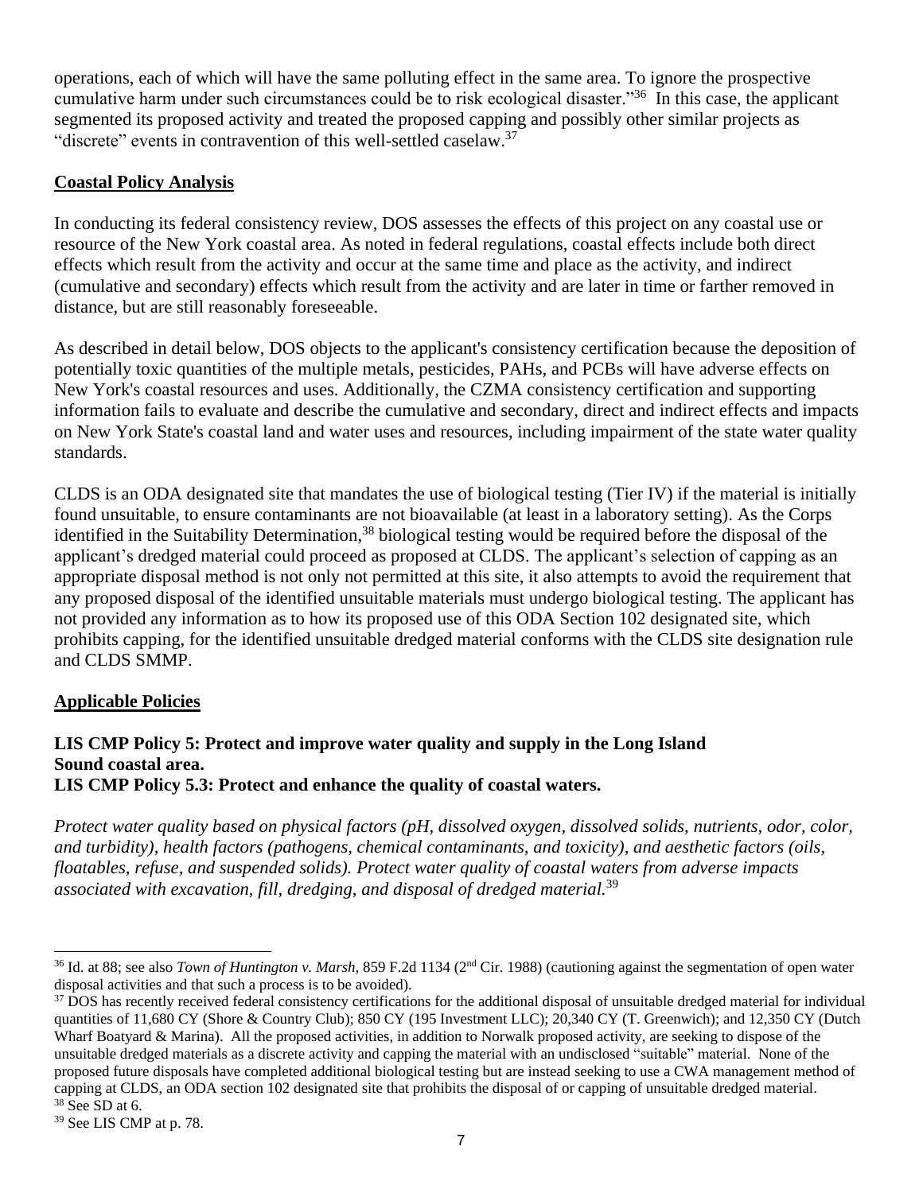operations, each of which will have the same polluting effect in the same area. To ignore the prospective cumulative harm under such circumstances could be to risk ecological disaster."[36] In this case, the applicant segmented its proposed activity and treated the proposed capping and possibly other similar projects as "discrete" events in contravention of this well-settled caselaw.[37]

**Coastal Policy Analysis**

In conducting its federal consistency review, DOS assesses the effects of this project on any coastal use or resource of the New York coastal area. As noted in federal regulations, coastal effects include both direct effects which result from the activity and occur at the same time and place as the activity, and indirect (cumulative and secondary) effects which result from the activity and are later in time or farther removed in distance, but are still reasonably foreseeable.

As described in detail below, DOS objects to the applicant's consistency certification because the deposition of potentially toxic quantities of the multiple metals, pesticides, PAHs, and PCBs will have adverse effects on New York's coastal resources and uses. Additionally, the CZMA consistency certification and supporting information fails to evaluate and describe the cumulative and secondary, direct and indirect effects and impacts on New York State's coastal land and water uses and resources, including impairment of the state water quality standards.

CLDS is an ODA designated site that mandates the use of biological testing (Tier IV) if the material is initially found unsuitable, to ensure contaminants are not bioavailable (at least in a laboratory setting). As the Corps identified in the Suitability Determination,[38] biological testing would be required before the disposal of the applicant's dredged material could proceed as proposed at CLDS. The applicant's selection of capping as an appropriate disposal method is not only not permitted at this site, it also attempts to avoid the requirement that any proposed disposal of the identified unsuitable materials must undergo biological testing. The applicant has not provided any information as to how its proposed use of this ODA Section 102 designated site, which prohibits capping, for the identified unsuitable dredged material conforms with the CLDS site designation rule and CLDS SMMP.

**Applicable Policies**

**LIS CMP Policy 5: Protect and improve water quality and supply in the Long Island Sound coastal area.**
**LIS CMP Policy 5.3: Protect and enhance the quality of coastal waters.**

*Protect water quality based on physical factors (pH, dissolved oxygen, dissolved solids, nutrients, odor, color, and turbidity), health factors (pathogens, chemical contaminants, and toxicity), and aesthetic factors (oils, floatables, refuse, and suspended solids). Protect water quality of coastal waters from adverse impacts associated with excavation, fill, dredging, and disposal of dredged material.*[39]

---

[36] Id. at 88; see also *Town of Huntington v. Marsh*, 859 F.2d 1134 (2nd Cir. 1988) (cautioning against the segmentation of open water disposal activities and that such a process is to be avoided).

[37] DOS has recently received federal consistency certifications for the additional disposal of unsuitable dredged material for individual quantities of 11,680 CY (Shore & Country Club); 850 CY (195 Investment LLC); 20,340 CY (T. Greenwich); and 12,350 CY (Dutch Wharf Boatyard & Marina). All the proposed activities, in addition to Norwalk proposed activity, are seeking to dispose of the unsuitable dredged materials as a discrete activity and capping the material with an undisclosed "suitable" material. None of the proposed future disposals have completed additional biological testing but are instead seeking to use a CWA management method of capping at CLDS, an ODA section 102 designated site that prohibits the disposal of or capping of unsuitable dredged material.

[38] See SD at 6.

[39] See LIS CMP at p. 78.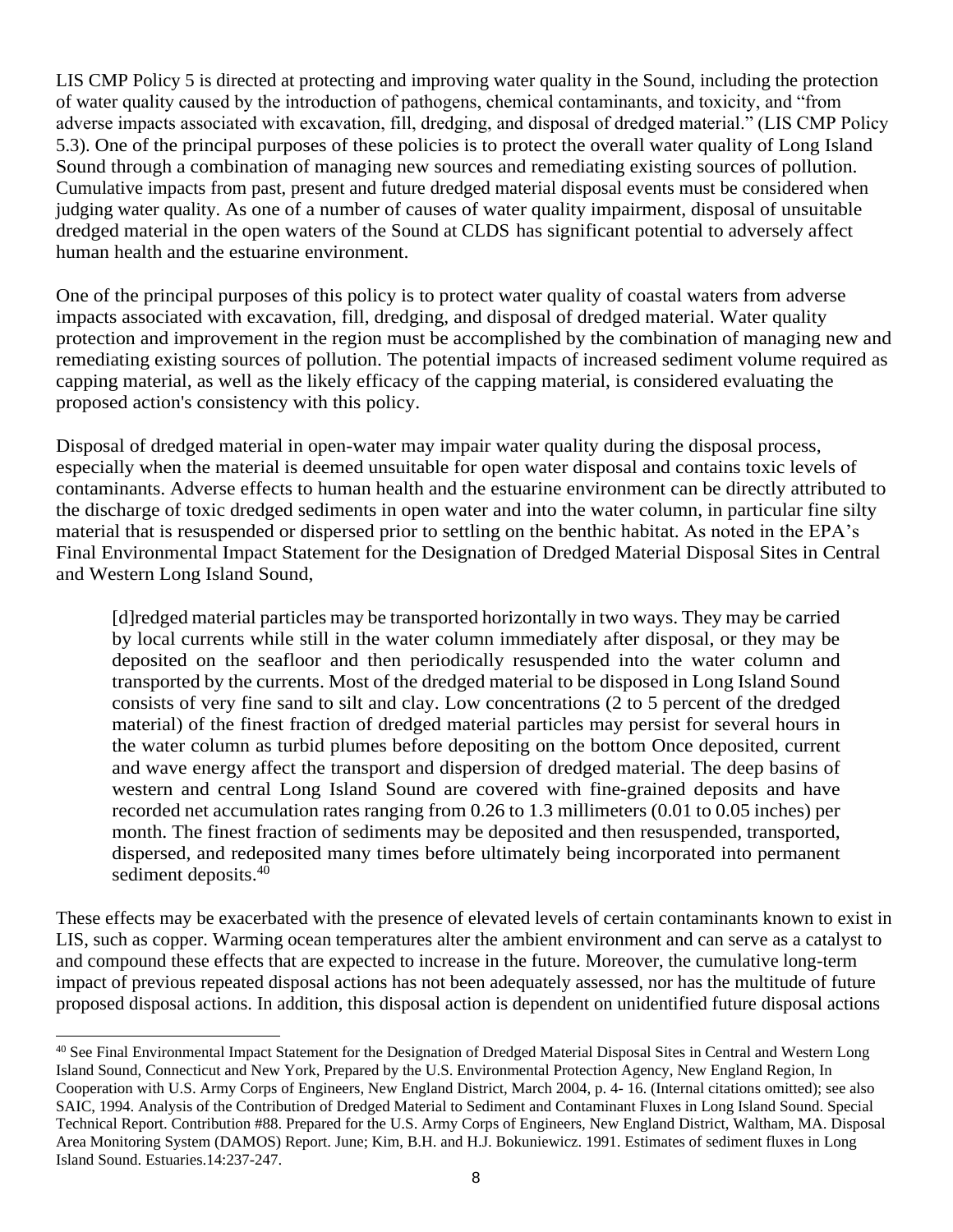LIS CMP Policy 5 is directed at protecting and improving water quality in the Sound, including the protection of water quality caused by the introduction of pathogens, chemical contaminants, and toxicity, and "from adverse impacts associated with excavation, fill, dredging, and disposal of dredged material." (LIS CMP Policy 5.3). One of the principal purposes of these policies is to protect the overall water quality of Long Island Sound through a combination of managing new sources and remediating existing sources of pollution. Cumulative impacts from past, present and future dredged material disposal events must be considered when judging water quality. As one of a number of causes of water quality impairment, disposal of unsuitable dredged material in the open waters of the Sound at CLDS has significant potential to adversely affect human health and the estuarine environment.

One of the principal purposes of this policy is to protect water quality of coastal waters from adverse impacts associated with excavation, fill, dredging, and disposal of dredged material. Water quality protection and improvement in the region must be accomplished by the combination of managing new and remediating existing sources of pollution. The potential impacts of increased sediment volume required as capping material, as well as the likely efficacy of the capping material, is considered evaluating the proposed action's consistency with this policy.

Disposal of dredged material in open-water may impair water quality during the disposal process, especially when the material is deemed unsuitable for open water disposal and contains toxic levels of contaminants. Adverse effects to human health and the estuarine environment can be directly attributed to the discharge of toxic dredged sediments in open water and into the water column, in particular fine silty material that is resuspended or dispersed prior to settling on the benthic habitat. As noted in the EPA's Final Environmental Impact Statement for the Designation of Dredged Material Disposal Sites in Central and Western Long Island Sound,

> [d]redged material particles may be transported horizontally in two ways. They may be carried by local currents while still in the water column immediately after disposal, or they may be deposited on the seafloor and then periodically resuspended into the water column and transported by the currents. Most of the dredged material to be disposed in Long Island Sound consists of very fine sand to silt and clay. Low concentrations (2 to 5 percent of the dredged material) of the finest fraction of dredged material particles may persist for several hours in the water column as turbid plumes before depositing on the bottom Once deposited, current and wave energy affect the transport and dispersion of dredged material. The deep basins of western and central Long Island Sound are covered with fine-grained deposits and have recorded net accumulation rates ranging from 0.26 to 1.3 millimeters (0.01 to 0.05 inches) per month. The finest fraction of sediments may be deposited and then resuspended, transported, dispersed, and redeposited many times before ultimately being incorporated into permanent sediment deposits.[40]

These effects may be exacerbated with the presence of elevated levels of certain contaminants known to exist in LIS, such as copper. Warming ocean temperatures alter the ambient environment and can serve as a catalyst to and compound these effects that are expected to increase in the future. Moreover, the cumulative long-term impact of previous repeated disposal actions has not been adequately assessed, nor has the multitude of future proposed disposal actions. In addition, this disposal action is dependent on unidentified future disposal actions

---

[40] See Final Environmental Impact Statement for the Designation of Dredged Material Disposal Sites in Central and Western Long Island Sound, Connecticut and New York, Prepared by the U.S. Environmental Protection Agency, New England Region, In Cooperation with U.S. Army Corps of Engineers, New England District, March 2004, p. 4- 16. (Internal citations omitted); see also SAIC, 1994. Analysis of the Contribution of Dredged Material to Sediment and Contaminant Fluxes in Long Island Sound. Special Technical Report. Contribution #88. Prepared for the U.S. Army Corps of Engineers, New England District, Waltham, MA. Disposal Area Monitoring System (DAMOS) Report. June; Kim, B.H. and H.J. Bokuniewicz. 1991. Estimates of sediment fluxes in Long Island Sound. Estuaries.14:237-247.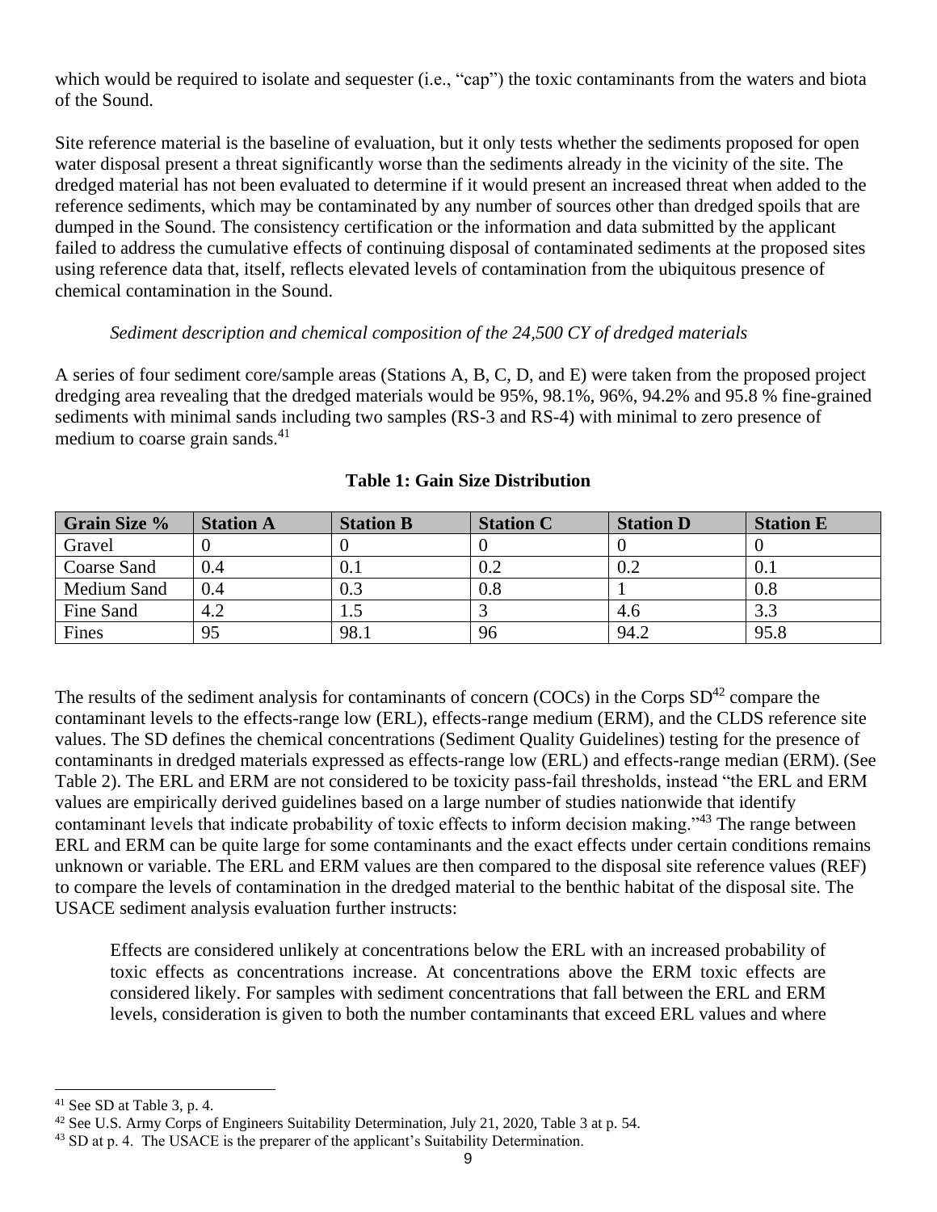which would be required to isolate and sequester (i.e., "cap") the toxic contaminants from the waters and biota of the Sound.

Site reference material is the baseline of evaluation, but it only tests whether the sediments proposed for open water disposal present a threat significantly worse than the sediments already in the vicinity of the site. The dredged material has not been evaluated to determine if it would present an increased threat when added to the reference sediments, which may be contaminated by any number of sources other than dredged spoils that are dumped in the Sound. The consistency certification or the information and data submitted by the applicant failed to address the cumulative effects of continuing disposal of contaminated sediments at the proposed sites using reference data that, itself, reflects elevated levels of contamination from the ubiquitous presence of chemical contamination in the Sound.

*Sediment description and chemical composition of the 24,500 CY of dredged materials*

A series of four sediment core/sample areas (Stations A, B, C, D, and E) were taken from the proposed project dredging area revealing that the dredged materials would be 95%, 98.1%, 96%, 94.2% and 95.8 % fine-grained sediments with minimal sands including two samples (RS-3 and RS-4) with minimal to zero presence of medium to coarse grain sands.[41]

**Table 1: Gain Size Distribution**

| Grain Size % | Station A | Station B | Station C | Station D | Station E |
|---|---|---|---|---|---|
| Gravel | 0 | 0 | 0 | 0 | 0 |
| Coarse Sand | 0.4 | 0.1 | 0.2 | 0.2 | 0.1 |
| Medium Sand | 0.4 | 0.3 | 0.8 | 1 | 0.8 |
| Fine Sand | 4.2 | 1.5 | 3 | 4.6 | 3.3 |
| Fines | 95 | 98.1 | 96 | 94.2 | 95.8 |

The results of the sediment analysis for contaminants of concern (COCs) in the Corps SD[42] compare the contaminant levels to the effects-range low (ERL), effects-range medium (ERM), and the CLDS reference site values. The SD defines the chemical concentrations (Sediment Quality Guidelines) testing for the presence of contaminants in dredged materials expressed as effects-range low (ERL) and effects-range median (ERM). (See Table 2). The ERL and ERM are not considered to be toxicity pass-fail thresholds, instead "the ERL and ERM values are empirically derived guidelines based on a large number of studies nationwide that identify contaminant levels that indicate probability of toxic effects to inform decision making."[43] The range between ERL and ERM can be quite large for some contaminants and the exact effects under certain conditions remains unknown or variable. The ERL and ERM values are then compared to the disposal site reference values (REF) to compare the levels of contamination in the dredged material to the benthic habitat of the disposal site. The USACE sediment analysis evaluation further instructs:

> Effects are considered unlikely at concentrations below the ERL with an increased probability of toxic effects as concentrations increase. At concentrations above the ERM toxic effects are considered likely. For samples with sediment concentrations that fall between the ERL and ERM levels, consideration is given to both the number contaminants that exceed ERL values and where

---

[41] See SD at Table 3, p. 4.

[42] See U.S. Army Corps of Engineers Suitability Determination, July 21, 2020, Table 3 at p. 54.

[43] SD at p. 4. The USACE is the preparer of the applicant's Suitability Determination.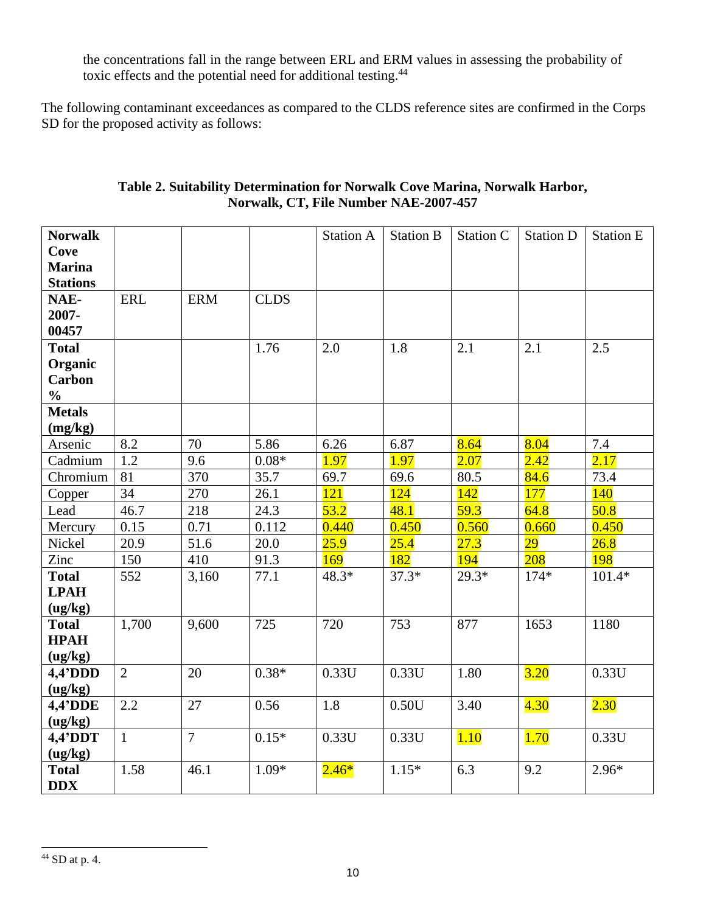the concentrations fall in the range between ERL and ERM values in assessing the probability of toxic effects and the potential need for additional testing.[44]

The following contaminant exceedances as compared to the CLDS reference sites are confirmed in the Corps SD for the proposed activity as follows:

**Table 2. Suitability Determination for Norwalk Cove Marina, Norwalk Harbor, Norwalk, CT, File Number NAE-2007-457**

| **Norwalk Cove Marina Stations** | | | | Station A | Station B | Station C | Station D | Station E |
|---|---|---|---|---|---|---|---|---|
| **NAE-2007-00457** | ERL | ERM | CLDS | | | | | |
| **Total Organic Carbon %** | | | 1.76 | 2.0 | 1.8 | 2.1 | 2.1 | 2.5 |
| **Metals (mg/kg)** | | | | | | | | |
| Arsenic | 8.2 | 70 | 5.86 | 6.26 | 6.87 | 8.64 | 8.04 | 7.4 |
| Cadmium | 1.2 | 9.6 | 0.08* | 1.97 | 1.97 | 2.07 | 2.42 | 2.17 |
| Chromium | 81 | 370 | 35.7 | 69.7 | 69.6 | 80.5 | 84.6 | 73.4 |
| Copper | 34 | 270 | 26.1 | 121 | 124 | 142 | 177 | 140 |
| Lead | 46.7 | 218 | 24.3 | 53.2 | 48.1 | 59.3 | 64.8 | 50.8 |
| Mercury | 0.15 | 0.71 | 0.112 | 0.440 | 0.450 | 0.560 | 0.660 | 0.450 |
| Nickel | 20.9 | 51.6 | 20.0 | 25.9 | 25.4 | 27.3 | 29 | 26.8 |
| Zinc | 150 | 410 | 91.3 | 169 | 182 | 194 | 208 | 198 |
| **Total LPAH (ug/kg)** | 552 | 3,160 | 77.1 | 48.3* | 37.3* | 29.3* | 174* | 101.4* |
| **Total HPAH (ug/kg)** | 1,700 | 9,600 | 725 | 720 | 753 | 877 | 1653 | 1180 |
| **4,4'DDD (ug/kg)** | 2 | 20 | 0.38* | 0.33U | 0.33U | 1.80 | 3.20 | 0.33U |
| **4,4'DDE (ug/kg)** | 2.2 | 27 | 0.56 | 1.8 | 0.50U | 3.40 | 4.30 | 2.30 |
| **4,4'DDT (ug/kg)** | 1 | 7 | 0.15* | 0.33U | 0.33U | 1.10 | 1.70 | 0.33U |
| **Total DDX** | 1.58 | 46.1 | 1.09* | 2.46* | 1.15* | 6.3 | 9.2 | 2.96* |

[44] SD at p. 4.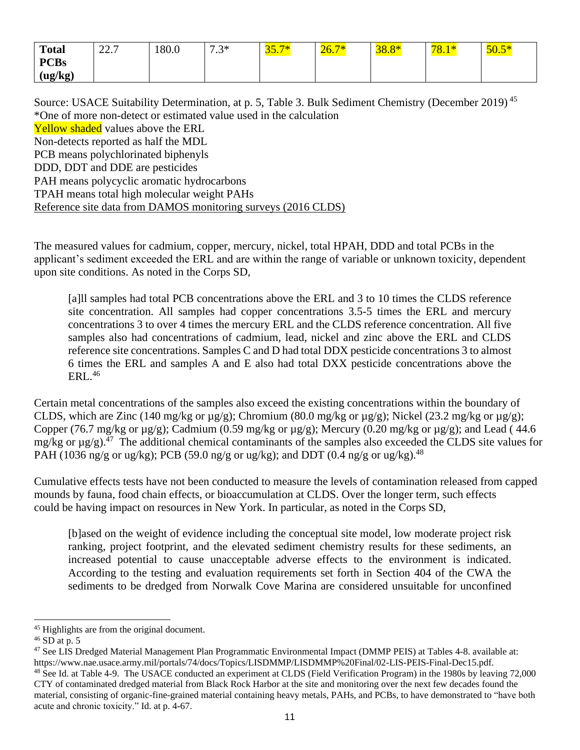| **Total PCBs (ug/kg)** | 22.7 | 180.0 | 7.3* | 35.7* | 26.7* | 38.8* | 78.1* | 50.5* |
|---|---|---|---|---|---|---|---|---|

Source: USACE Suitability Determination, at p. 5, Table 3. Bulk Sediment Chemistry (December 2019) [45]
*One of more non-detect or estimated value used in the calculation
Yellow shaded values above the ERL
Non-detects reported as half the MDL
PCB means polychlorinated biphenyls
DDD, DDT and DDE are pesticides
PAH means polycyclic aromatic hydrocarbons
TPAH means total high molecular weight PAHs
Reference site data from DAMOS monitoring surveys (2016 CLDS)

The measured values for cadmium, copper, mercury, nickel, total HPAH, DDD and total PCBs in the applicant's sediment exceeded the ERL and are within the range of variable or unknown toxicity, dependent upon site conditions. As noted in the Corps SD,

> [a]ll samples had total PCB concentrations above the ERL and 3 to 10 times the CLDS reference site concentration. All samples had copper concentrations 3.5-5 times the ERL and mercury concentrations 3 to over 4 times the mercury ERL and the CLDS reference concentration. All five samples also had concentrations of cadmium, lead, nickel and zinc above the ERL and CLDS reference site concentrations. Samples C and D had total DDX pesticide concentrations 3 to almost 6 times the ERL and samples A and E also had total DXX pesticide concentrations above the ERL.[46]

Certain metal concentrations of the samples also exceed the existing concentrations within the boundary of CLDS, which are Zinc (140 mg/kg or µg/g); Chromium (80.0 mg/kg or µg/g); Nickel (23.2 mg/kg or µg/g); Copper (76.7 mg/kg or µg/g); Cadmium (0.59 mg/kg or µg/g); Mercury (0.20 mg/kg or µg/g); and Lead ( 44.6 mg/kg or µg/g).[47] The additional chemical contaminants of the samples also exceeded the CLDS site values for PAH (1036 ng/g or ug/kg); PCB (59.0 ng/g or ug/kg); and DDT (0.4 ng/g or ug/kg).[48]

Cumulative effects tests have not been conducted to measure the levels of contamination released from capped mounds by fauna, food chain effects, or bioaccumulation at CLDS. Over the longer term, such effects could be having impact on resources in New York. In particular, as noted in the Corps SD,

> [b]ased on the weight of evidence including the conceptual site model, low moderate project risk ranking, project footprint, and the elevated sediment chemistry results for these sediments, an increased potential to cause unacceptable adverse effects to the environment is indicated. According to the testing and evaluation requirements set forth in Section 404 of the CWA the sediments to be dredged from Norwalk Cove Marina are considered unsuitable for unconfined

---

[45] Highlights are from the original document.
[46] SD at p. 5
[47] See LIS Dredged Material Management Plan Programmatic Environmental Impact (DMMP PEIS) at Tables 4-8. available at: https://www.nae.usace.army.mil/portals/74/docs/Topics/LISDMMP/LISDMMP%20Final/02-LIS-PEIS-Final-Dec15.pdf.
[48] See Id. at Table 4-9. The USACE conducted an experiment at CLDS (Field Verification Program) in the 1980s by leaving 72,000 CTY of contaminated dredged material from Black Rock Harbor at the site and monitoring over the next few decades found the material, consisting of organic-fine-grained material containing heavy metals, PAHs, and PCBs, to have demonstrated to "have both acute and chronic toxicity." Id. at p. 4-67.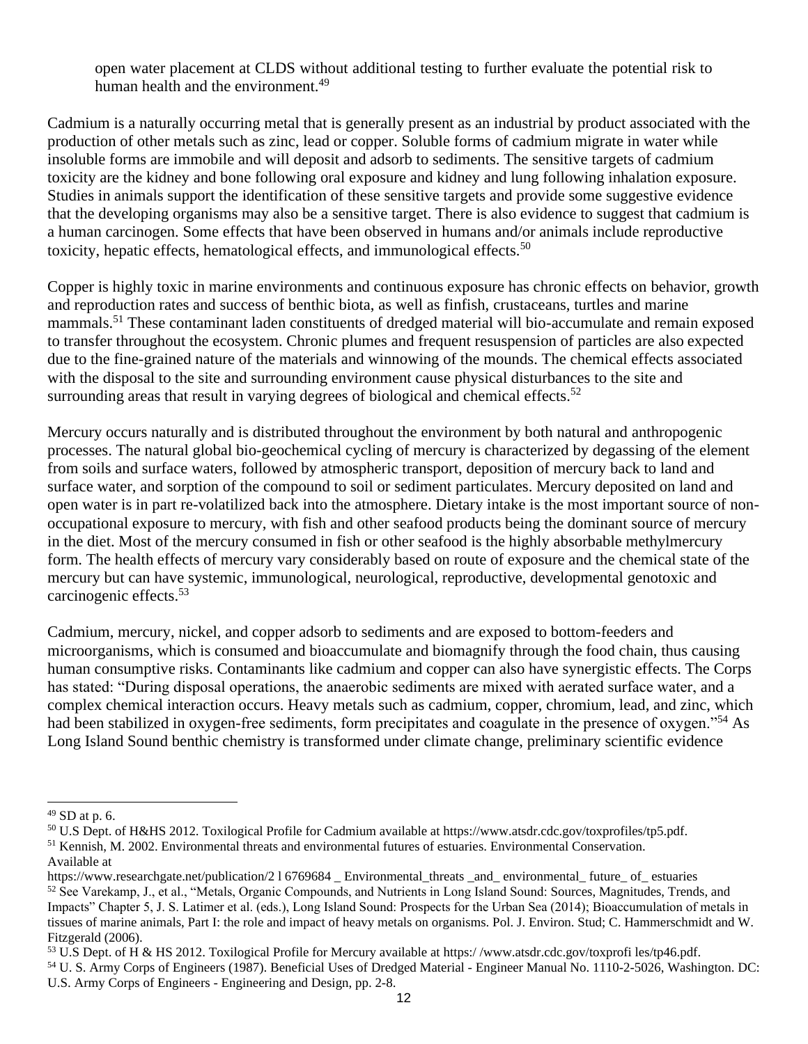open water placement at CLDS without additional testing to further evaluate the potential risk to human health and the environment.[49]

Cadmium is a naturally occurring metal that is generally present as an industrial by product associated with the production of other metals such as zinc, lead or copper. Soluble forms of cadmium migrate in water while insoluble forms are immobile and will deposit and adsorb to sediments. The sensitive targets of cadmium toxicity are the kidney and bone following oral exposure and kidney and lung following inhalation exposure. Studies in animals support the identification of these sensitive targets and provide some suggestive evidence that the developing organisms may also be a sensitive target. There is also evidence to suggest that cadmium is a human carcinogen. Some effects that have been observed in humans and/or animals include reproductive toxicity, hepatic effects, hematological effects, and immunological effects.[50]

Copper is highly toxic in marine environments and continuous exposure has chronic effects on behavior, growth and reproduction rates and success of benthic biota, as well as finfish, crustaceans, turtles and marine mammals.[51] These contaminant laden constituents of dredged material will bio-accumulate and remain exposed to transfer throughout the ecosystem. Chronic plumes and frequent resuspension of particles are also expected due to the fine-grained nature of the materials and winnowing of the mounds. The chemical effects associated with the disposal to the site and surrounding environment cause physical disturbances to the site and surrounding areas that result in varying degrees of biological and chemical effects.[52]

Mercury occurs naturally and is distributed throughout the environment by both natural and anthropogenic processes. The natural global bio-geochemical cycling of mercury is characterized by degassing of the element from soils and surface waters, followed by atmospheric transport, deposition of mercury back to land and surface water, and sorption of the compound to soil or sediment particulates. Mercury deposited on land and open water is in part re-volatilized back into the atmosphere. Dietary intake is the most important source of non-occupational exposure to mercury, with fish and other seafood products being the dominant source of mercury in the diet. Most of the mercury consumed in fish or other seafood is the highly absorbable methylmercury form. The health effects of mercury vary considerably based on route of exposure and the chemical state of the mercury but can have systemic, immunological, neurological, reproductive, developmental genotoxic and carcinogenic effects.[53]

Cadmium, mercury, nickel, and copper adsorb to sediments and are exposed to bottom-feeders and microorganisms, which is consumed and bioaccumulate and biomagnify through the food chain, thus causing human consumptive risks. Contaminants like cadmium and copper can also have synergistic effects. The Corps has stated: "During disposal operations, the anaerobic sediments are mixed with aerated surface water, and a complex chemical interaction occurs. Heavy metals such as cadmium, copper, chromium, lead, and zinc, which had been stabilized in oxygen-free sediments, form precipitates and coagulate in the presence of oxygen."[54] As Long Island Sound benthic chemistry is transformed under climate change, preliminary scientific evidence

---

[49] SD at p. 6.

[50] U.S Dept. of H&HS 2012. Toxilogical Profile for Cadmium available at https://www.atsdr.cdc.gov/toxprofiles/tp5.pdf.

[51] Kennish, M. 2002. Environmental threats and environmental futures of estuaries. Environmental Conservation. Available at https://www.researchgate.net/publication/2 l 6769684 _ Environmental_threats _and_ environmental_ future_ of_ estuaries

[52] See Varekamp, J., et al., "Metals, Organic Compounds, and Nutrients in Long Island Sound: Sources, Magnitudes, Trends, and Impacts" Chapter 5, J. S. Latimer et al. (eds.), Long Island Sound: Prospects for the Urban Sea (2014); Bioaccumulation of metals in tissues of marine animals, Part I: the role and impact of heavy metals on organisms. Pol. J. Environ. Stud; C. Hammerschmidt and W. Fitzgerald (2006).

[53] U.S Dept. of H & HS 2012. Toxilogical Profile for Mercury available at https:/ /www.atsdr.cdc.gov/toxprofi les/tp46.pdf.

[54] U. S. Army Corps of Engineers (1987). Beneficial Uses of Dredged Material - Engineer Manual No. 1110-2-5026, Washington. DC: U.S. Army Corps of Engineers - Engineering and Design, pp. 2-8.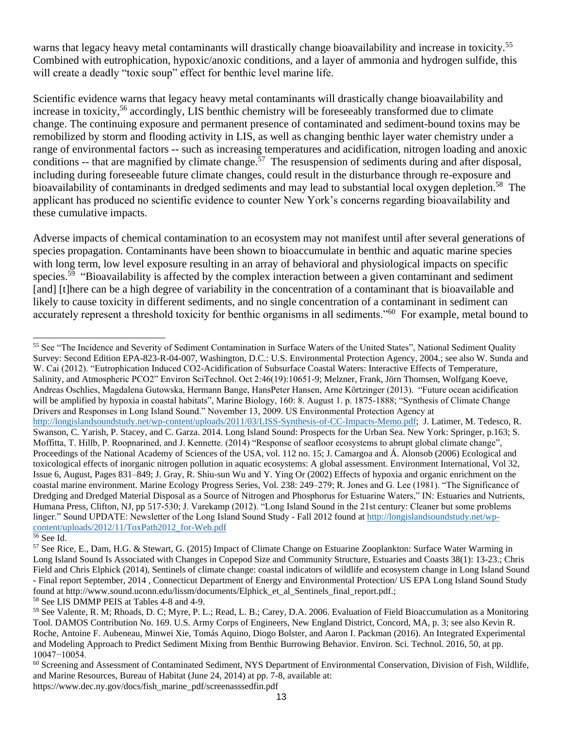warns that legacy heavy metal contaminants will drastically change bioavailability and increase in toxicity.[55] Combined with eutrophication, hypoxic/anoxic conditions, and a layer of ammonia and hydrogen sulfide, this will create a deadly "toxic soup" effect for benthic level marine life.

Scientific evidence warns that legacy heavy metal contaminants will drastically change bioavailability and increase in toxicity,[56] accordingly, LIS benthic chemistry will be foreseeably transformed due to climate change. The continuing exposure and permanent presence of contaminated and sediment-bound toxins may be remobilized by storm and flooding activity in LIS, as well as changing benthic layer water chemistry under a range of environmental factors -- such as increasing temperatures and acidification, nitrogen loading and anoxic conditions -- that are magnified by climate change.[57] The resuspension of sediments during and after disposal, including during foreseeable future climate changes, could result in the disturbance through re-exposure and bioavailability of contaminants in dredged sediments and may lead to substantial local oxygen depletion.[58] The applicant has produced no scientific evidence to counter New York's concerns regarding bioavailability and these cumulative impacts.

Adverse impacts of chemical contamination to an ecosystem may not manifest until after several generations of species propagation. Contaminants have been shown to bioaccumulate in benthic and aquatic marine species with long term, low level exposure resulting in an array of behavioral and physiological impacts on specific species.[59] "Bioavailability is affected by the complex interaction between a given contaminant and sediment [and] [t]here can be a high degree of variability in the concentration of a contaminant that is bioavailable and likely to cause toxicity in different sediments, and no single concentration of a contaminant in sediment can accurately represent a threshold toxicity for benthic organisms in all sediments."[60] For example, metal bound to

---

[55] See "The Incidence and Severity of Sediment Contamination in Surface Waters of the United States", National Sediment Quality Survey: Second Edition EPA-823-R-04-007, Washington, D.C.: U.S. Environmental Protection Agency, 2004.; see also W. Sunda and W. Cai (2012). "Eutrophication Induced CO2-Acidification of Subsurface Coastal Waters: Interactive Effects of Temperature, Salinity, and Atmospheric PCO2" Environ SciTechnol. Oct 2:46(19):10651-9; Melzner, Frank, Jörn Thomsen, Wolfgang Koeve, Andreas Oschlies, Magdalena Gutowska, Hermann Bange, HansPeter Hansen, Arne Körtzinger (2013). "Future ocean acidification will be amplified by hypoxia in coastal habitats", Marine Biology, 160: 8. August 1. p. 1875-1888; "Synthesis of Climate Change Drivers and Responses in Long Island Sound." November 13, 2009. US Environmental Protection Agency at http://longislandsoundstudy.net/wp-content/uploads/2011/03/LISS-Synthesis-of-CC-Impacts-Memo.pdf; J. Latimer, M. Tedesco, R. Swanson, C. Yarish, P. Stacey, and C. Garza. 2014. Long Island Sound: Prospects for the Urban Sea. New York: Springer, p.163; S. Moffitta, T. Hillb, P. Roopnarined, and J. Kennette. (2014) "Response of seafloor ecosystems to abrupt global climate change", Proceedings of the National Academy of Sciences of the USA, vol. 112 no. 15; J. Camargoa and Á. Alonsob (2006) Ecological and toxicological effects of inorganic nitrogen pollution in aquatic ecosystems: A global assessment. Environment International, Vol 32, Issue 6, August, Pages 831–849; J. Gray, R. Shiu-sun Wu and Y. Ying Or (2002) Effects of hypoxia and organic enrichment on the coastal marine environment. Marine Ecology Progress Series, Vol. 238: 249–279; R. Jones and G. Lee (1981). "The Significance of Dredging and Dredged Material Disposal as a Source of Nitrogen and Phosphorus for Estuarine Waters," IN: Estuaries and Nutrients, Humana Press, Clifton, NJ, pp 517-530; J. Varekamp (2012). "Long Island Sound in the 21st century: Cleaner but some problems linger." Sound UPDATE: Newsletter of the Long Island Sound Study - Fall 2012 found at http://longislandsoundstudy.net/wp-content/uploads/2012/11/ToxPath2012_for-Web.pdf

[56] See Id.

[57] See Rice, E., Dam, H.G. & Stewart, G. (2015) Impact of Climate Change on Estuarine Zooplankton: Surface Water Warming in Long Island Sound Is Associated with Changes in Copepod Size and Community Structure, Estuaries and Coasts 38(1): 13-23.; Chris Field and Chris Elphick (2014), Sentinels of climate change: coastal indicators of wildlife and ecosystem change in Long Island Sound - Final report September, 2014 , Connecticut Department of Energy and Environmental Protection/ US EPA Long Island Sound Study found at http://www.sound.uconn.edu/lissm/documents/Elphick_et_al_Sentinels_final_report.pdf.;

[58] See LIS DMMP PEIS at Tables 4-8 and 4-9.

[59] See Valente, R. M; Rhoads, D. C; Myre, P. L.; Read, L. B.; Carey, D.A. 2006. Evaluation of Field Bioaccumulation as a Monitoring Tool. DAMOS Contribution No. 169. U.S. Army Corps of Engineers, New England District, Concord, MA, p. 3; see also Kevin R. Roche, Antoine F. Aubeneau, Minwei Xie, Tomás Aquino, Diogo Bolster, and Aaron I. Packman (2016). An Integrated Experimental and Modeling Approach to Predict Sediment Mixing from Benthic Burrowing Behavior. Environ. Sci. Technol. 2016, 50, at pp. 10047−10054.

[60] Screening and Assessment of Contaminated Sediment, NYS Department of Environmental Conservation, Division of Fish, Wildlife, and Marine Resources, Bureau of Habitat (June 24, 2014) at pp. 7-8, available at: https://www.dec.ny.gov/docs/fish_marine_pdf/screenasssedfin.pdf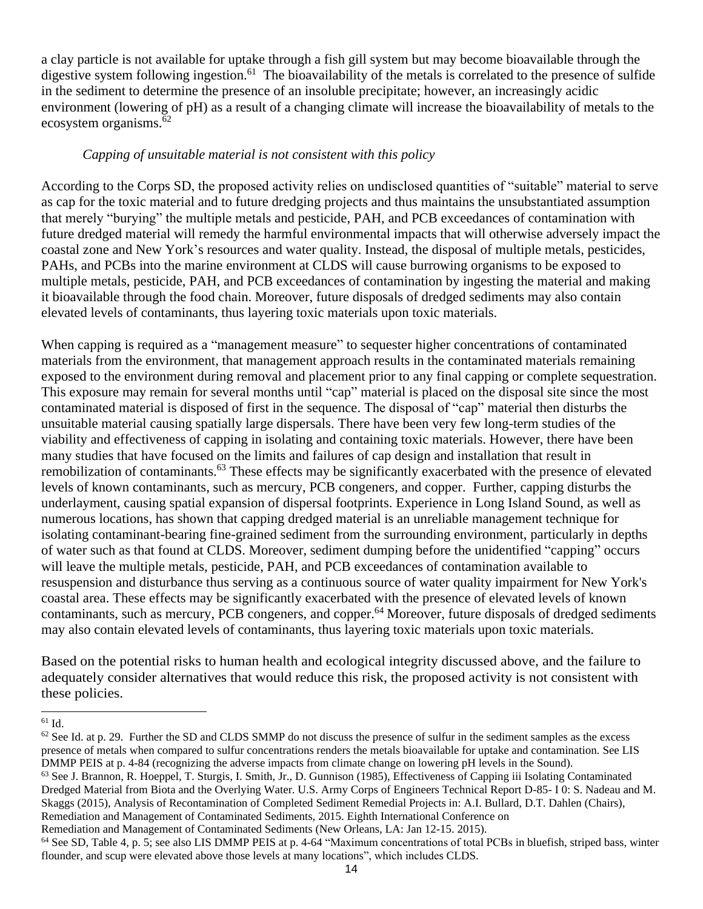a clay particle is not available for uptake through a fish gill system but may become bioavailable through the digestive system following ingestion.[61] The bioavailability of the metals is correlated to the presence of sulfide in the sediment to determine the presence of an insoluble precipitate; however, an increasingly acidic environment (lowering of pH) as a result of a changing climate will increase the bioavailability of metals to the ecosystem organisms.[62]

*Capping of unsuitable material is not consistent with this policy*

According to the Corps SD, the proposed activity relies on undisclosed quantities of "suitable" material to serve as cap for the toxic material and to future dredging projects and thus maintains the unsubstantiated assumption that merely "burying" the multiple metals and pesticide, PAH, and PCB exceedances of contamination with future dredged material will remedy the harmful environmental impacts that will otherwise adversely impact the coastal zone and New York's resources and water quality. Instead, the disposal of multiple metals, pesticides, PAHs, and PCBs into the marine environment at CLDS will cause burrowing organisms to be exposed to multiple metals, pesticide, PAH, and PCB exceedances of contamination by ingesting the material and making it bioavailable through the food chain. Moreover, future disposals of dredged sediments may also contain elevated levels of contaminants, thus layering toxic materials upon toxic materials.

When capping is required as a "management measure" to sequester higher concentrations of contaminated materials from the environment, that management approach results in the contaminated materials remaining exposed to the environment during removal and placement prior to any final capping or complete sequestration. This exposure may remain for several months until "cap" material is placed on the disposal site since the most contaminated material is disposed of first in the sequence. The disposal of "cap" material then disturbs the unsuitable material causing spatially large dispersals. There have been very few long-term studies of the viability and effectiveness of capping in isolating and containing toxic materials. However, there have been many studies that have focused on the limits and failures of cap design and installation that result in remobilization of contaminants.[63] These effects may be significantly exacerbated with the presence of elevated levels of known contaminants, such as mercury, PCB congeners, and copper. Further, capping disturbs the underlayment, causing spatial expansion of dispersal footprints. Experience in Long Island Sound, as well as numerous locations, has shown that capping dredged material is an unreliable management technique for isolating contaminant-bearing fine-grained sediment from the surrounding environment, particularly in depths of water such as that found at CLDS. Moreover, sediment dumping before the unidentified "capping" occurs will leave the multiple metals, pesticide, PAH, and PCB exceedances of contamination available to resuspension and disturbance thus serving as a continuous source of water quality impairment for New York's coastal area. These effects may be significantly exacerbated with the presence of elevated levels of known contaminants, such as mercury, PCB congeners, and copper.[64] Moreover, future disposals of dredged sediments may also contain elevated levels of contaminants, thus layering toxic materials upon toxic materials.

Based on the potential risks to human health and ecological integrity discussed above, and the failure to adequately consider alternatives that would reduce this risk, the proposed activity is not consistent with these policies.

---

[61] Id.

[62] See Id. at p. 29. Further the SD and CLDS SMMP do not discuss the presence of sulfur in the sediment samples as the excess presence of metals when compared to sulfur concentrations renders the metals bioavailable for uptake and contamination. See LIS DMMP PEIS at p. 4-84 (recognizing the adverse impacts from climate change on lowering pH levels in the Sound).

[63] See J. Brannon, R. Hoeppel, T. Sturgis, I. Smith, Jr., D. Gunnison (1985), Effectiveness of Capping iii Isolating Contaminated Dredged Material from Biota and the Overlying Water. U.S. Army Corps of Engineers Technical Report D-85- I 0: S. Nadeau and M. Skaggs (2015), Analysis of Recontamination of Completed Sediment Remedial Projects in: A.I. Bullard, D.T. Dahlen (Chairs), Remediation and Management of Contaminated Sediments, 2015. Eighth International Conference on Remediation and Management of Contaminated Sediments (New Orleans, LA: Jan 12-15. 2015).

[64] See SD, Table 4, p. 5; see also LIS DMMP PEIS at p. 4-64 "Maximum concentrations of total PCBs in bluefish, striped bass, winter flounder, and scup were elevated above those levels at many locations", which includes CLDS.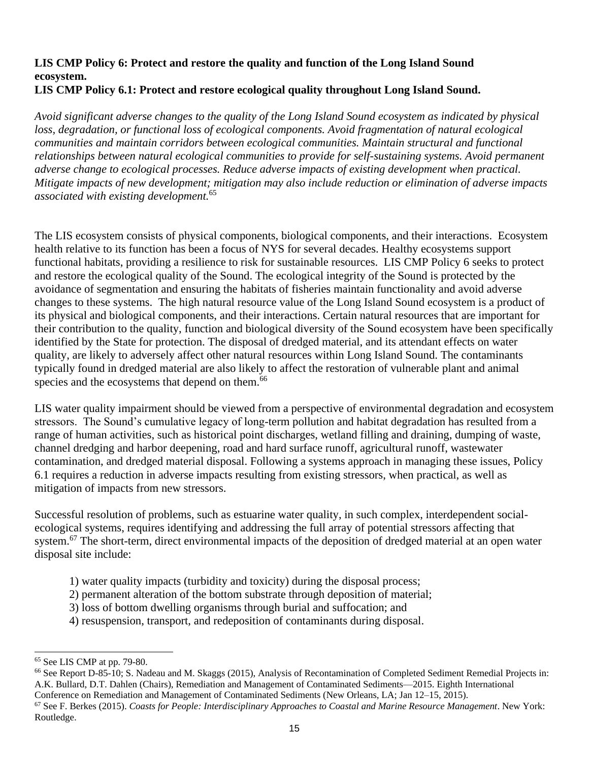**LIS CMP Policy 6: Protect and restore the quality and function of the Long Island Sound ecosystem.**
**LIS CMP Policy 6.1: Protect and restore ecological quality throughout Long Island Sound.**

*Avoid significant adverse changes to the quality of the Long Island Sound ecosystem as indicated by physical loss, degradation, or functional loss of ecological components. Avoid fragmentation of natural ecological communities and maintain corridors between ecological communities. Maintain structural and functional relationships between natural ecological communities to provide for self-sustaining systems. Avoid permanent adverse change to ecological processes. Reduce adverse impacts of existing development when practical. Mitigate impacts of new development; mitigation may also include reduction or elimination of adverse impacts associated with existing development.*[65]

The LIS ecosystem consists of physical components, biological components, and their interactions. Ecosystem health relative to its function has been a focus of NYS for several decades. Healthy ecosystems support functional habitats, providing a resilience to risk for sustainable resources. LIS CMP Policy 6 seeks to protect and restore the ecological quality of the Sound. The ecological integrity of the Sound is protected by the avoidance of segmentation and ensuring the habitats of fisheries maintain functionality and avoid adverse changes to these systems. The high natural resource value of the Long Island Sound ecosystem is a product of its physical and biological components, and their interactions. Certain natural resources that are important for their contribution to the quality, function and biological diversity of the Sound ecosystem have been specifically identified by the State for protection. The disposal of dredged material, and its attendant effects on water quality, are likely to adversely affect other natural resources within Long Island Sound. The contaminants typically found in dredged material are also likely to affect the restoration of vulnerable plant and animal species and the ecosystems that depend on them.[66]

LIS water quality impairment should be viewed from a perspective of environmental degradation and ecosystem stressors. The Sound's cumulative legacy of long-term pollution and habitat degradation has resulted from a range of human activities, such as historical point discharges, wetland filling and draining, dumping of waste, channel dredging and harbor deepening, road and hard surface runoff, agricultural runoff, wastewater contamination, and dredged material disposal. Following a systems approach in managing these issues, Policy 6.1 requires a reduction in adverse impacts resulting from existing stressors, when practical, as well as mitigation of impacts from new stressors.

Successful resolution of problems, such as estuarine water quality, in such complex, interdependent social-ecological systems, requires identifying and addressing the full array of potential stressors affecting that system.[67] The short-term, direct environmental impacts of the deposition of dredged material at an open water disposal site include:

1) water quality impacts (turbidity and toxicity) during the disposal process;
2) permanent alteration of the bottom substrate through deposition of material;
3) loss of bottom dwelling organisms through burial and suffocation; and
4) resuspension, transport, and redeposition of contaminants during disposal.

---

[65] See LIS CMP at pp. 79-80.

[66] See Report D-85-10; S. Nadeau and M. Skaggs (2015), Analysis of Recontamination of Completed Sediment Remedial Projects in: A.K. Bullard, D.T. Dahlen (Chairs), Remediation and Management of Contaminated Sediments—2015. Eighth International Conference on Remediation and Management of Contaminated Sediments (New Orleans, LA; Jan 12–15, 2015).

[67] See F. Berkes (2015). *Coasts for People: Interdisciplinary Approaches to Coastal and Marine Resource Management*. New York: Routledge.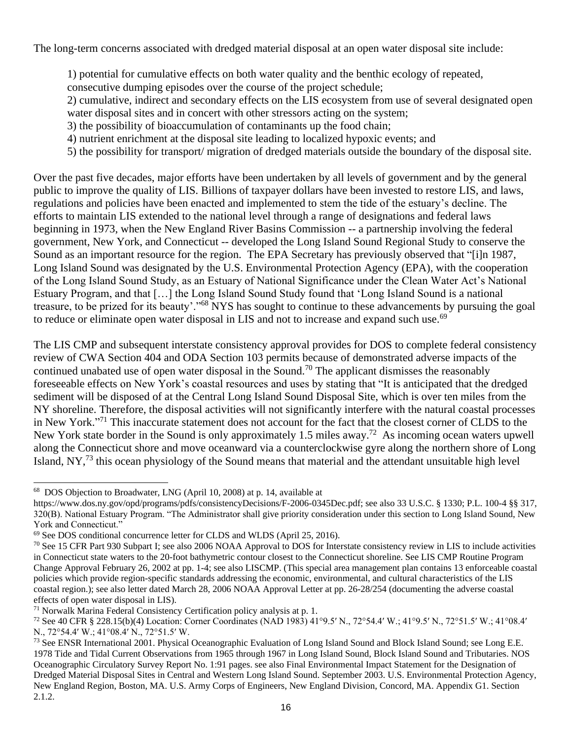The long-term concerns associated with dredged material disposal at an open water disposal site include:

1) potential for cumulative effects on both water quality and the benthic ecology of repeated, consecutive dumping episodes over the course of the project schedule;
2) cumulative, indirect and secondary effects on the LIS ecosystem from use of several designated open water disposal sites and in concert with other stressors acting on the system;
3) the possibility of bioaccumulation of contaminants up the food chain;
4) nutrient enrichment at the disposal site leading to localized hypoxic events; and
5) the possibility for transport/ migration of dredged materials outside the boundary of the disposal site.

Over the past five decades, major efforts have been undertaken by all levels of government and by the general public to improve the quality of LIS. Billions of taxpayer dollars have been invested to restore LIS, and laws, regulations and policies have been enacted and implemented to stem the tide of the estuary's decline. The efforts to maintain LIS extended to the national level through a range of designations and federal laws beginning in 1973, when the New England River Basins Commission -- a partnership involving the federal government, New York, and Connecticut -- developed the Long Island Sound Regional Study to conserve the Sound as an important resource for the region. The EPA Secretary has previously observed that "[i]n 1987, Long Island Sound was designated by the U.S. Environmental Protection Agency (EPA), with the cooperation of the Long Island Sound Study, as an Estuary of National Significance under the Clean Water Act's National Estuary Program, and that […] the Long Island Sound Study found that 'Long Island Sound is a national treasure, to be prized for its beauty'."[68] NYS has sought to continue to these advancements by pursuing the goal to reduce or eliminate open water disposal in LIS and not to increase and expand such use.[69]

The LIS CMP and subsequent interstate consistency approval provides for DOS to complete federal consistency review of CWA Section 404 and ODA Section 103 permits because of demonstrated adverse impacts of the continued unabated use of open water disposal in the Sound.[70] The applicant dismisses the reasonably foreseeable effects on New York's coastal resources and uses by stating that "It is anticipated that the dredged sediment will be disposed of at the Central Long Island Sound Disposal Site, which is over ten miles from the NY shoreline. Therefore, the disposal activities will not significantly interfere with the natural coastal processes in New York."[71] This inaccurate statement does not account for the fact that the closest corner of CLDS to the New York state border in the Sound is only approximately 1.5 miles away.[72] As incoming ocean waters upwell along the Connecticut shore and move oceanward via a counterclockwise gyre along the northern shore of Long Island, NY,[73] this ocean physiology of the Sound means that material and the attendant unsuitable high level

---

[68] DOS Objection to Broadwater, LNG (April 10, 2008) at p. 14, available at https://www.dos.ny.gov/opd/programs/pdfs/consistencyDecisions/F-2006-0345Dec.pdf; see also 33 U.S.C. § 1330; P.L. 100-4 §§ 317, 320(B). National Estuary Program. "The Administrator shall give priority consideration under this section to Long Island Sound, New York and Connecticut."

[69] See DOS conditional concurrence letter for CLDS and WLDS (April 25, 2016).

[70] See 15 CFR Part 930 Subpart I; see also 2006 NOAA Approval to DOS for Interstate consistency review in LIS to include activities in Connecticut state waters to the 20-foot bathymetric contour closest to the Connecticut shoreline. See LIS CMP Routine Program Change Approval February 26, 2002 at pp. 1-4; see also LISCMP. (This special area management plan contains 13 enforceable coastal policies which provide region-specific standards addressing the economic, environmental, and cultural characteristics of the LIS coastal region.); see also letter dated March 28, 2006 NOAA Approval Letter at pp. 26-28/254 (documenting the adverse coastal effects of open water disposal in LIS).

[71] Norwalk Marina Federal Consistency Certification policy analysis at p. 1.

[72] See 40 CFR § 228.15(b)(4) Location: Corner Coordinates (NAD 1983) 41°9.5′ N., 72°54.4′ W.; 41°9.5′ N., 72°51.5′ W.; 41°08.4′ N., 72°54.4′ W.; 41°08.4′ N., 72°51.5′ W.

[73] See ENSR International 2001. Physical Oceanographic Evaluation of Long Island Sound and Block Island Sound; see Long E.E. 1978 Tide and Tidal Current Observations from 1965 through 1967 in Long Island Sound, Block Island Sound and Tributaries. NOS Oceanographic Circulatory Survey Report No. 1:91 pages. see also Final Environmental Impact Statement for the Designation of Dredged Material Disposal Sites in Central and Western Long Island Sound. September 2003. U.S. Environmental Protection Agency, New England Region, Boston, MA. U.S. Army Corps of Engineers, New England Division, Concord, MA. Appendix G1. Section 2.1.2.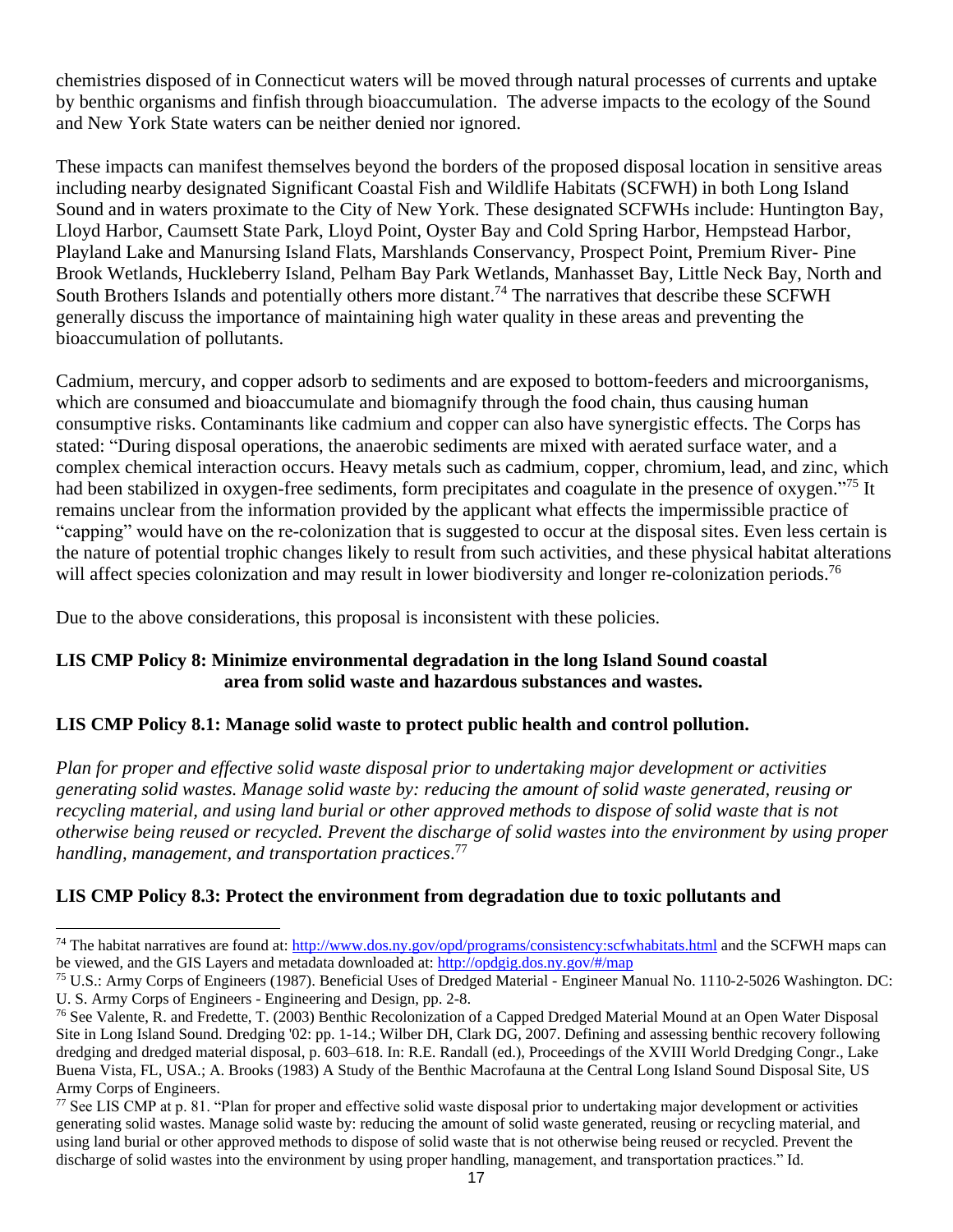chemistries disposed of in Connecticut waters will be moved through natural processes of currents and uptake by benthic organisms and finfish through bioaccumulation. The adverse impacts to the ecology of the Sound and New York State waters can be neither denied nor ignored.

These impacts can manifest themselves beyond the borders of the proposed disposal location in sensitive areas including nearby designated Significant Coastal Fish and Wildlife Habitats (SCFWH) in both Long Island Sound and in waters proximate to the City of New York. These designated SCFWHs include: Huntington Bay, Lloyd Harbor, Caumsett State Park, Lloyd Point, Oyster Bay and Cold Spring Harbor, Hempstead Harbor, Playland Lake and Manursing Island Flats, Marshlands Conservancy, Prospect Point, Premium River- Pine Brook Wetlands, Huckleberry Island, Pelham Bay Park Wetlands, Manhasset Bay, Little Neck Bay, North and South Brothers Islands and potentially others more distant.[74] The narratives that describe these SCFWH generally discuss the importance of maintaining high water quality in these areas and preventing the bioaccumulation of pollutants.

Cadmium, mercury, and copper adsorb to sediments and are exposed to bottom-feeders and microorganisms, which are consumed and bioaccumulate and biomagnify through the food chain, thus causing human consumptive risks. Contaminants like cadmium and copper can also have synergistic effects. The Corps has stated: "During disposal operations, the anaerobic sediments are mixed with aerated surface water, and a complex chemical interaction occurs. Heavy metals such as cadmium, copper, chromium, lead, and zinc, which had been stabilized in oxygen-free sediments, form precipitates and coagulate in the presence of oxygen."[75] It remains unclear from the information provided by the applicant what effects the impermissible practice of "capping" would have on the re-colonization that is suggested to occur at the disposal sites. Even less certain is the nature of potential trophic changes likely to result from such activities, and these physical habitat alterations will affect species colonization and may result in lower biodiversity and longer re-colonization periods.[76]

Due to the above considerations, this proposal is inconsistent with these policies.

**LIS CMP Policy 8: Minimize environmental degradation in the long Island Sound coastal area from solid waste and hazardous substances and wastes.**

**LIS CMP Policy 8.1: Manage solid waste to protect public health and control pollution.**

*Plan for proper and effective solid waste disposal prior to undertaking major development or activities generating solid wastes. Manage solid waste by: reducing the amount of solid waste generated, reusing or recycling material, and using land burial or other approved methods to dispose of solid waste that is not otherwise being reused or recycled. Prevent the discharge of solid wastes into the environment by using proper handling, management, and transportation practices.*[77]

**LIS CMP Policy 8.3: Protect the environment from degradation due to toxic pollutants and**

---

[74] The habitat narratives are found at: http://www.dos.ny.gov/opd/programs/consistency:scfwhabitats.html and the SCFWH maps can be viewed, and the GIS Layers and metadata downloaded at: http://opdgig.dos.ny.gov/#/map

[75] U.S.: Army Corps of Engineers (1987). Beneficial Uses of Dredged Material - Engineer Manual No. 1110-2-5026 Washington. DC: U. S. Army Corps of Engineers - Engineering and Design, pp. 2-8.

[76] See Valente, R. and Fredette, T. (2003) Benthic Recolonization of a Capped Dredged Material Mound at an Open Water Disposal Site in Long Island Sound. Dredging '02: pp. 1-14.; Wilber DH, Clark DG, 2007. Defining and assessing benthic recovery following dredging and dredged material disposal, p. 603–618. In: R.E. Randall (ed.), Proceedings of the XVIII World Dredging Congr., Lake Buena Vista, FL, USA.; A. Brooks (1983) A Study of the Benthic Macrofauna at the Central Long Island Sound Disposal Site, US Army Corps of Engineers.

[77] See LIS CMP at p. 81. "Plan for proper and effective solid waste disposal prior to undertaking major development or activities generating solid wastes. Manage solid waste by: reducing the amount of solid waste generated, reusing or recycling material, and using land burial or other approved methods to dispose of solid waste that is not otherwise being reused or recycled. Prevent the discharge of solid wastes into the environment by using proper handling, management, and transportation practices." Id.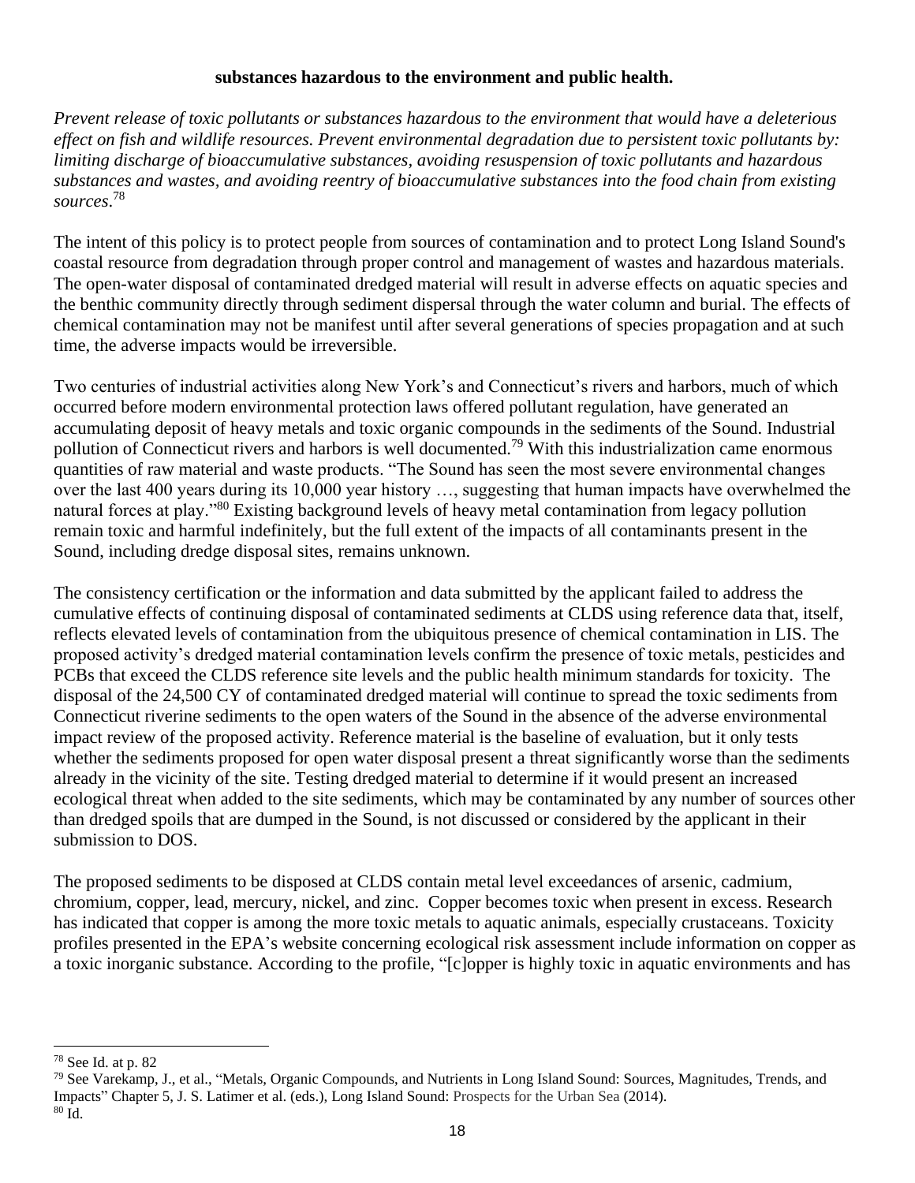**substances hazardous to the environment and public health.**

*Prevent release of toxic pollutants or substances hazardous to the environment that would have a deleterious effect on fish and wildlife resources. Prevent environmental degradation due to persistent toxic pollutants by: limiting discharge of bioaccumulative substances, avoiding resuspension of toxic pollutants and hazardous substances and wastes, and avoiding reentry of bioaccumulative substances into the food chain from existing sources*.[78]

The intent of this policy is to protect people from sources of contamination and to protect Long Island Sound's coastal resource from degradation through proper control and management of wastes and hazardous materials. The open-water disposal of contaminated dredged material will result in adverse effects on aquatic species and the benthic community directly through sediment dispersal through the water column and burial. The effects of chemical contamination may not be manifest until after several generations of species propagation and at such time, the adverse impacts would be irreversible.

Two centuries of industrial activities along New York's and Connecticut's rivers and harbors, much of which occurred before modern environmental protection laws offered pollutant regulation, have generated an accumulating deposit of heavy metals and toxic organic compounds in the sediments of the Sound. Industrial pollution of Connecticut rivers and harbors is well documented.[79] With this industrialization came enormous quantities of raw material and waste products. "The Sound has seen the most severe environmental changes over the last 400 years during its 10,000 year history …, suggesting that human impacts have overwhelmed the natural forces at play."[80] Existing background levels of heavy metal contamination from legacy pollution remain toxic and harmful indefinitely, but the full extent of the impacts of all contaminants present in the Sound, including dredge disposal sites, remains unknown.

The consistency certification or the information and data submitted by the applicant failed to address the cumulative effects of continuing disposal of contaminated sediments at CLDS using reference data that, itself, reflects elevated levels of contamination from the ubiquitous presence of chemical contamination in LIS. The proposed activity's dredged material contamination levels confirm the presence of toxic metals, pesticides and PCBs that exceed the CLDS reference site levels and the public health minimum standards for toxicity. The disposal of the 24,500 CY of contaminated dredged material will continue to spread the toxic sediments from Connecticut riverine sediments to the open waters of the Sound in the absence of the adverse environmental impact review of the proposed activity. Reference material is the baseline of evaluation, but it only tests whether the sediments proposed for open water disposal present a threat significantly worse than the sediments already in the vicinity of the site. Testing dredged material to determine if it would present an increased ecological threat when added to the site sediments, which may be contaminated by any number of sources other than dredged spoils that are dumped in the Sound, is not discussed or considered by the applicant in their submission to DOS.

The proposed sediments to be disposed at CLDS contain metal level exceedances of arsenic, cadmium, chromium, copper, lead, mercury, nickel, and zinc. Copper becomes toxic when present in excess. Research has indicated that copper is among the more toxic metals to aquatic animals, especially crustaceans. Toxicity profiles presented in the EPA's website concerning ecological risk assessment include information on copper as a toxic inorganic substance. According to the profile, "[c]opper is highly toxic in aquatic environments and has

---

[78] See Id. at p. 82

[79] See Varekamp, J., et al., "Metals, Organic Compounds, and Nutrients in Long Island Sound: Sources, Magnitudes, Trends, and Impacts" Chapter 5, J. S. Latimer et al. (eds.), Long Island Sound: Prospects for the Urban Sea (2014).

[80] Id.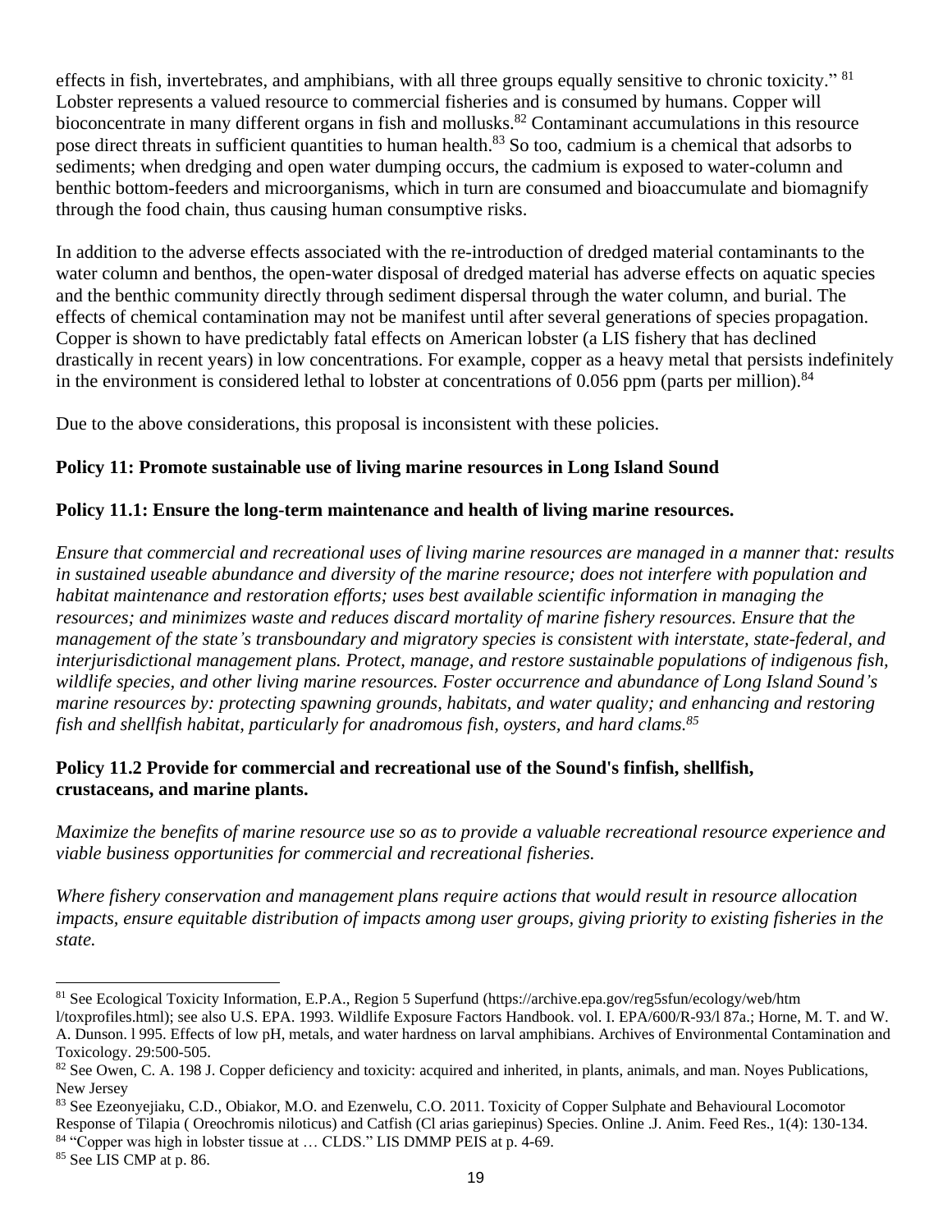effects in fish, invertebrates, and amphibians, with all three groups equally sensitive to chronic toxicity." [81] Lobster represents a valued resource to commercial fisheries and is consumed by humans. Copper will bioconcentrate in many different organs in fish and mollusks.[82] Contaminant accumulations in this resource pose direct threats in sufficient quantities to human health.[83] So too, cadmium is a chemical that adsorbs to sediments; when dredging and open water dumping occurs, the cadmium is exposed to water-column and benthic bottom-feeders and microorganisms, which in turn are consumed and bioaccumulate and biomagnify through the food chain, thus causing human consumptive risks.

In addition to the adverse effects associated with the re-introduction of dredged material contaminants to the water column and benthos, the open-water disposal of dredged material has adverse effects on aquatic species and the benthic community directly through sediment dispersal through the water column, and burial. The effects of chemical contamination may not be manifest until after several generations of species propagation. Copper is shown to have predictably fatal effects on American lobster (a LIS fishery that has declined drastically in recent years) in low concentrations. For example, copper as a heavy metal that persists indefinitely in the environment is considered lethal to lobster at concentrations of 0.056 ppm (parts per million).[84]

Due to the above considerations, this proposal is inconsistent with these policies.

**Policy 11: Promote sustainable use of living marine resources in Long Island Sound**

**Policy 11.1: Ensure the long-term maintenance and health of living marine resources.**

*Ensure that commercial and recreational uses of living marine resources are managed in a manner that: results in sustained useable abundance and diversity of the marine resource; does not interfere with population and habitat maintenance and restoration efforts; uses best available scientific information in managing the resources; and minimizes waste and reduces discard mortality of marine fishery resources. Ensure that the management of the state's transboundary and migratory species is consistent with interstate, state-federal, and interjurisdictional management plans. Protect, manage, and restore sustainable populations of indigenous fish, wildlife species, and other living marine resources. Foster occurrence and abundance of Long Island Sound's marine resources by: protecting spawning grounds, habitats, and water quality; and enhancing and restoring fish and shellfish habitat, particularly for anadromous fish, oysters, and hard clams.[85]*

**Policy 11.2 Provide for commercial and recreational use of the Sound's finfish, shellfish, crustaceans, and marine plants.**

*Maximize the benefits of marine resource use so as to provide a valuable recreational resource experience and viable business opportunities for commercial and recreational fisheries.*

*Where fishery conservation and management plans require actions that would result in resource allocation impacts, ensure equitable distribution of impacts among user groups, giving priority to existing fisheries in the state.*

---

[81] See Ecological Toxicity Information, E.P.A., Region 5 Superfund (https://archive.epa.gov/reg5sfun/ecology/web/html/toxprofiles.html); see also U.S. EPA. 1993. Wildlife Exposure Factors Handbook. vol. I. EPA/600/R-93/l 87a.; Horne, M. T. and W. A. Dunson. l 995. Effects of low pH, metals, and water hardness on larval amphibians. Archives of Environmental Contamination and Toxicology. 29:500-505.

[82] See Owen, C. A. 198 J. Copper deficiency and toxicity: acquired and inherited, in plants, animals, and man. Noyes Publications, New Jersey

[83] See Ezeonyejiaku, C.D., Obiakor, M.O. and Ezenwelu, C.O. 2011. Toxicity of Copper Sulphate and Behavioural Locomotor Response of Tilapia ( Oreochromis niloticus) and Catfish (Cl arias gariepinus) Species. Online .J. Anim. Feed Res., 1(4): 130-134.

[84] "Copper was high in lobster tissue at … CLDS." LIS DMMP PEIS at p. 4-69.

[85] See LIS CMP at p. 86.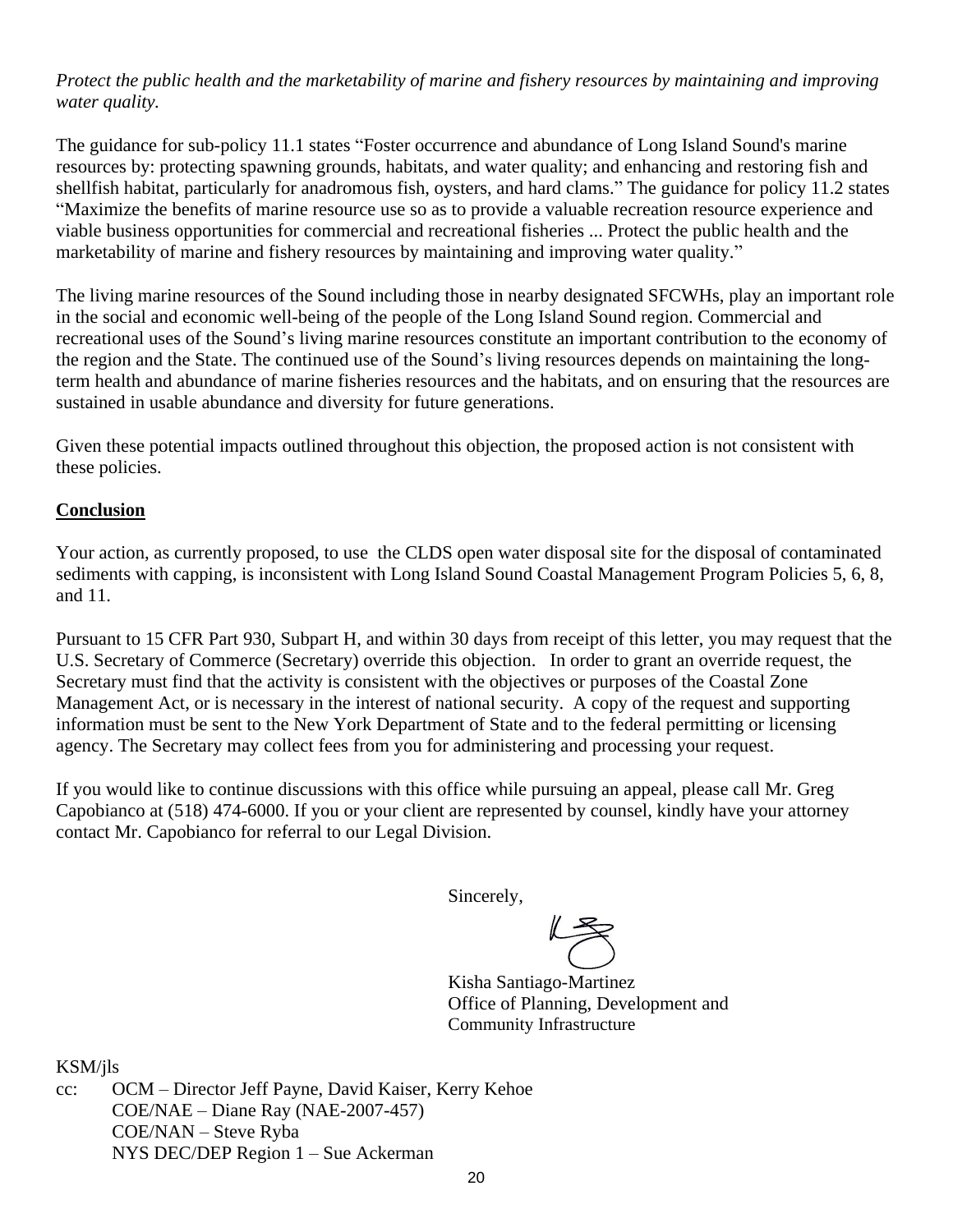*Protect the public health and the marketability of marine and fishery resources by maintaining and improving water quality.*

The guidance for sub-policy 11.1 states "Foster occurrence and abundance of Long Island Sound's marine resources by: protecting spawning grounds, habitats, and water quality; and enhancing and restoring fish and shellfish habitat, particularly for anadromous fish, oysters, and hard clams." The guidance for policy 11.2 states "Maximize the benefits of marine resource use so as to provide a valuable recreation resource experience and viable business opportunities for commercial and recreational fisheries ... Protect the public health and the marketability of marine and fishery resources by maintaining and improving water quality."

The living marine resources of the Sound including those in nearby designated SFCWHs, play an important role in the social and economic well-being of the people of the Long Island Sound region. Commercial and recreational uses of the Sound's living marine resources constitute an important contribution to the economy of the region and the State. The continued use of the Sound's living resources depends on maintaining the long-term health and abundance of marine fisheries resources and the habitats, and on ensuring that the resources are sustained in usable abundance and diversity for future generations.

Given these potential impacts outlined throughout this objection, the proposed action is not consistent with these policies.

**Conclusion**

Your action, as currently proposed, to use the CLDS open water disposal site for the disposal of contaminated sediments with capping, is inconsistent with Long Island Sound Coastal Management Program Policies 5, 6, 8, and 11.

Pursuant to 15 CFR Part 930, Subpart H, and within 30 days from receipt of this letter, you may request that the U.S. Secretary of Commerce (Secretary) override this objection. In order to grant an override request, the Secretary must find that the activity is consistent with the objectives or purposes of the Coastal Zone Management Act, or is necessary in the interest of national security. A copy of the request and supporting information must be sent to the New York Department of State and to the federal permitting or licensing agency. The Secretary may collect fees from you for administering and processing your request.

If you would like to continue discussions with this office while pursuing an appeal, please call Mr. Greg Capobianco at (518) 474-6000. If you or your client are represented by counsel, kindly have your attorney contact Mr. Capobianco for referral to our Legal Division.

Sincerely,

Kisha Santiago-Martinez
Office of Planning, Development and
Community Infrastructure

KSM/jls

cc: OCM – Director Jeff Payne, David Kaiser, Kerry Kehoe
COE/NAE – Diane Ray (NAE-2007-457)
COE/NAN – Steve Ryba
NYS DEC/DEP Region 1 – Sue Ackerman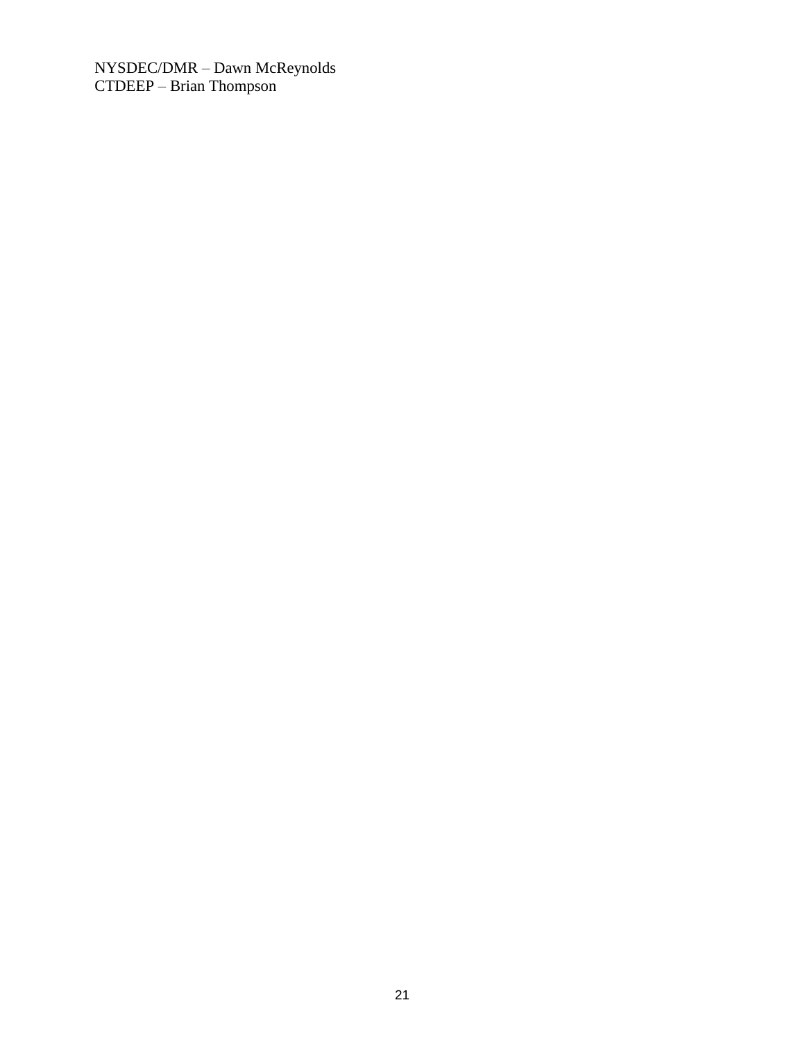NYSDEC/DMR – Dawn McReynolds
CTDEEP – Brian Thompson